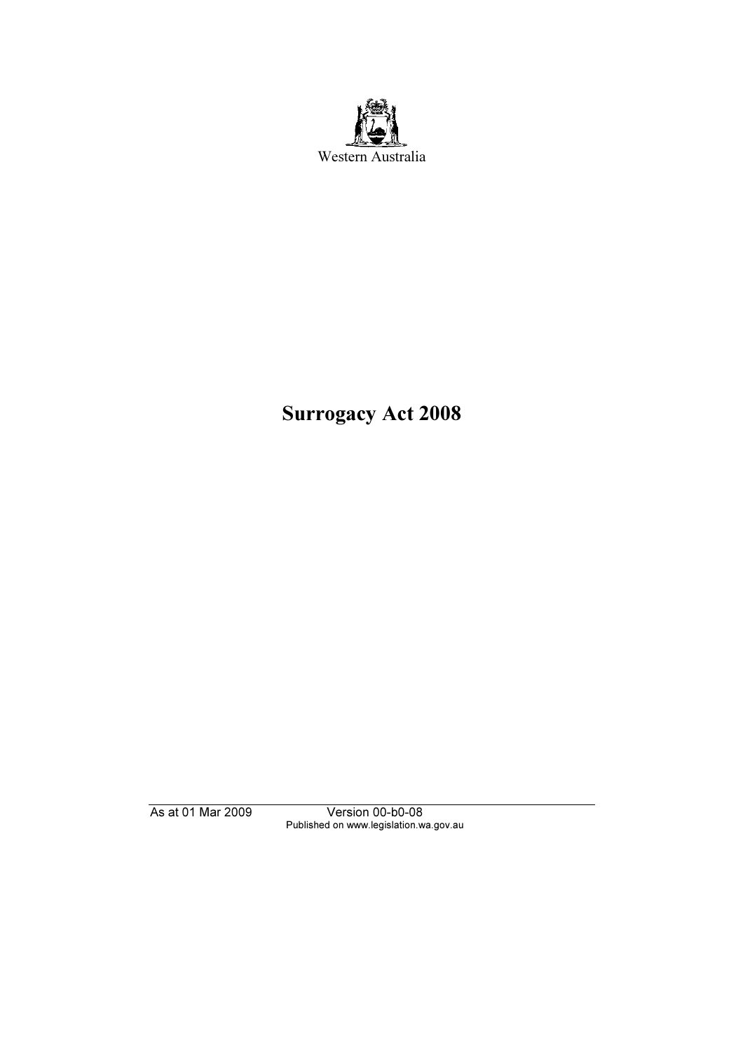Western Australia

# Surrogacy Act 2008

As at 01 Mar 2009 Version 00-b0-08
Published on www.legislation.wa.gov.au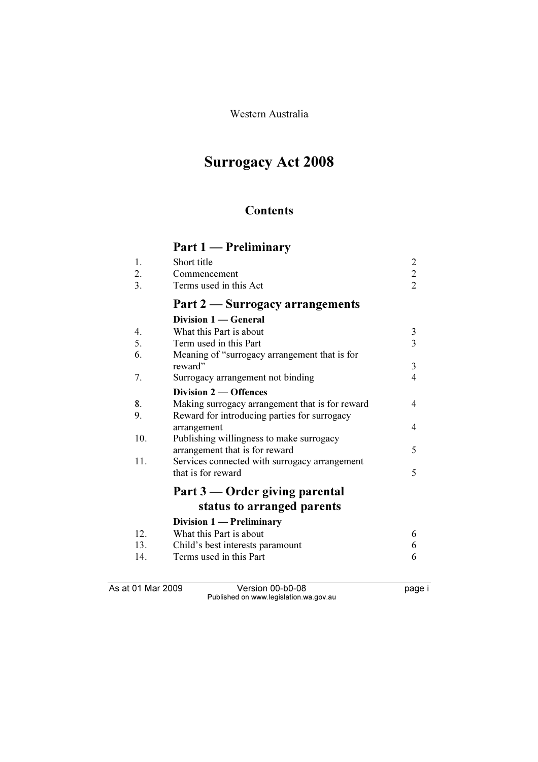Western Australia

# Surrogacy Act 2008

## Contents

### Part 1 — Preliminary

| | | |
|---|---|---|
| 1. | Short title | 2 |
| 2. | Commencement | 2 |
| 3. | Terms used in this Act | 2 |

### Part 2 — Surrogacy arrangements

#### Division 1 — General

| | | |
|---|---|---|
| 4. | What this Part is about | 3 |
| 5. | Term used in this Part | 3 |
| 6. | Meaning of "surrogacy arrangement that is for reward" | 3 |
| 7. | Surrogacy arrangement not binding | 4 |

#### Division 2 — Offences

| | | |
|---|---|---|
| 8. | Making surrogacy arrangement that is for reward | 4 |
| 9. | Reward for introducing parties for surrogacy arrangement | 4 |
| 10. | Publishing willingness to make surrogacy arrangement that is for reward | 5 |
| 11. | Services connected with surrogacy arrangement that is for reward | 5 |

### Part 3 — Order giving parental status to arranged parents

#### Division 1 — Preliminary

| | | |
|---|---|---|
| 12. | What this Part is about | 6 |
| 13. | Child's best interests paramount | 6 |
| 14. | Terms used in this Part | 6 |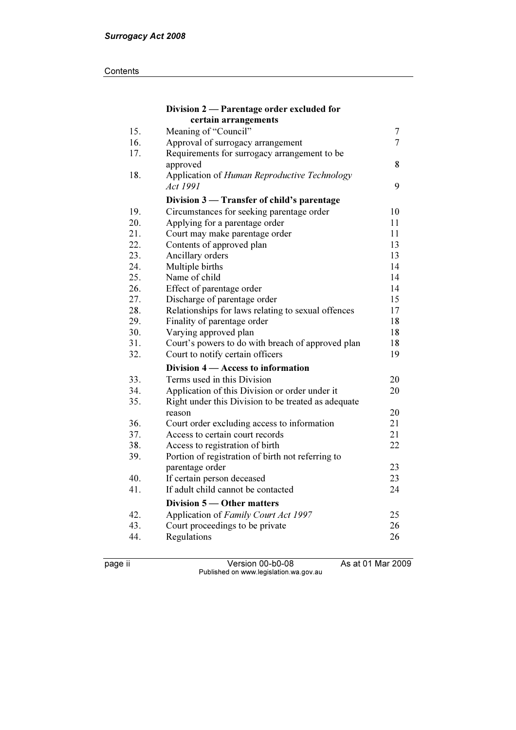| | **Division 2 — Parentage order excluded for certain arrangements** | |
|---|---|---|
| 15. | Meaning of "Council" | 7 |
| 16. | Approval of surrogacy arrangement | 7 |
| 17. | Requirements for surrogacy arrangement to be approved | 8 |
| 18. | Application of *Human Reproductive Technology Act 1991* | 9 |
| | **Division 3 — Transfer of child's parentage** | |
| 19. | Circumstances for seeking parentage order | 10 |
| 20. | Applying for a parentage order | 11 |
| 21. | Court may make parentage order | 11 |
| 22. | Contents of approved plan | 13 |
| 23. | Ancillary orders | 13 |
| 24. | Multiple births | 14 |
| 25. | Name of child | 14 |
| 26. | Effect of parentage order | 14 |
| 27. | Discharge of parentage order | 15 |
| 28. | Relationships for laws relating to sexual offences | 17 |
| 29. | Finality of parentage order | 18 |
| 30. | Varying approved plan | 18 |
| 31. | Court's powers to do with breach of approved plan | 18 |
| 32. | Court to notify certain officers | 19 |
| | **Division 4 — Access to information** | |
| 33. | Terms used in this Division | 20 |
| 34. | Application of this Division or order under it | 20 |
| 35. | Right under this Division to be treated as adequate reason | 20 |
| 36. | Court order excluding access to information | 21 |
| 37. | Access to certain court records | 21 |
| 38. | Access to registration of birth | 22 |
| 39. | Portion of registration of birth not referring to parentage order | 23 |
| 40. | If certain person deceased | 23 |
| 41. | If adult child cannot be contacted | 24 |
| | **Division 5 — Other matters** | |
| 42. | Application of *Family Court Act 1997* | 25 |
| 43. | Court proceedings to be private | 26 |
| 44. | Regulations | 26 |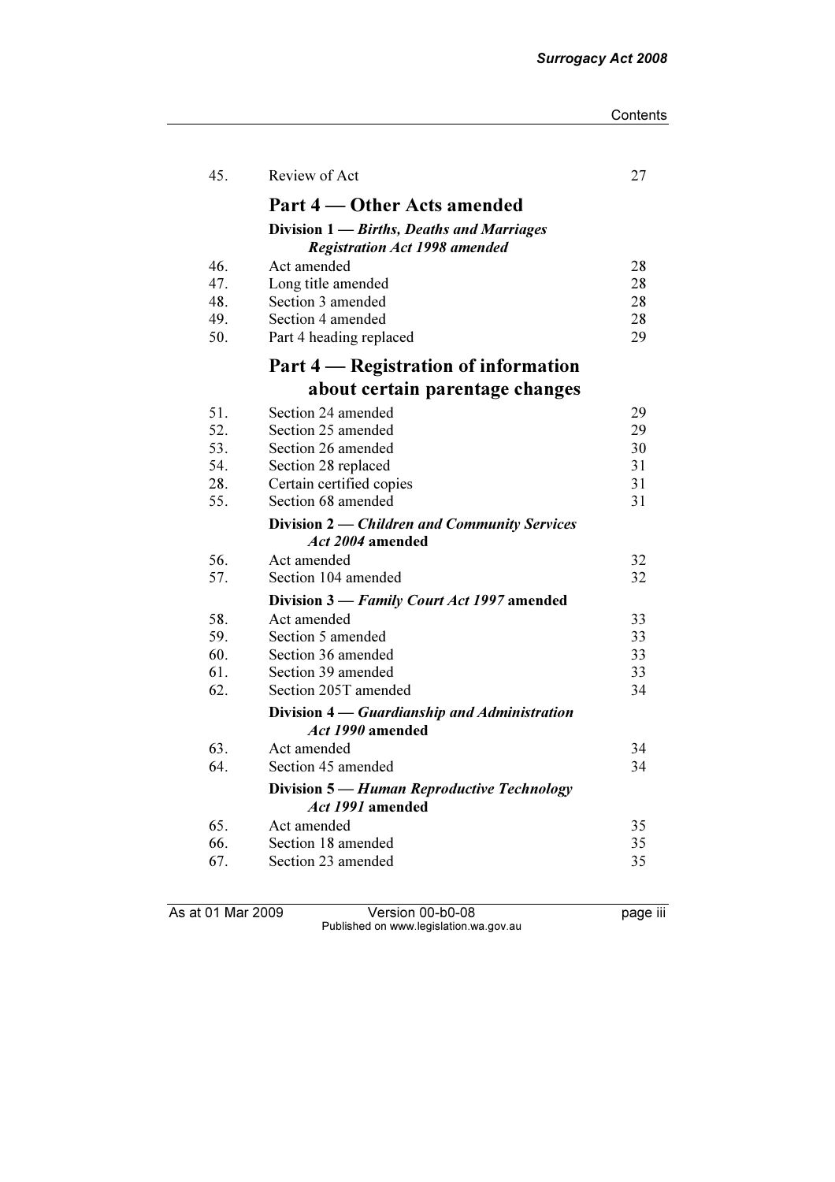| | | |
|---|---|---|
| 45. | Review of Act | 27 |

## Part 4 — Other Acts amended

### Division 1 — *Births, Deaths and Marriages Registration Act 1998 amended*

| | | |
|---|---|---|
| 46. | Act amended | 28 |
| 47. | Long title amended | 28 |
| 48. | Section 3 amended | 28 |
| 49. | Section 4 amended | 28 |
| 50. | Part 4 heading replaced | 29 |

## Part 4 — Registration of information about certain parentage changes

| | | |
|---|---|---|
| 51. | Section 24 amended | 29 |
| 52. | Section 25 amended | 29 |
| 53. | Section 26 amended | 30 |
| 54. | Section 28 replaced | 31 |
| 28. | Certain certified copies | 31 |
| 55. | Section 68 amended | 31 |

### Division 2 — *Children and Community Services Act 2004* amended

| | | |
|---|---|---|
| 56. | Act amended | 32 |
| 57. | Section 104 amended | 32 |

### Division 3 — *Family Court Act 1997* amended

| | | |
|---|---|---|
| 58. | Act amended | 33 |
| 59. | Section 5 amended | 33 |
| 60. | Section 36 amended | 33 |
| 61. | Section 39 amended | 33 |
| 62. | Section 205T amended | 34 |

### Division 4 — *Guardianship and Administration Act 1990* amended

| | | |
|---|---|---|
| 63. | Act amended | 34 |
| 64. | Section 45 amended | 34 |

### Division 5 — *Human Reproductive Technology Act 1991* amended

| | | |
|---|---|---|
| 65. | Act amended | 35 |
| 66. | Section 18 amended | 35 |
| 67. | Section 23 amended | 35 |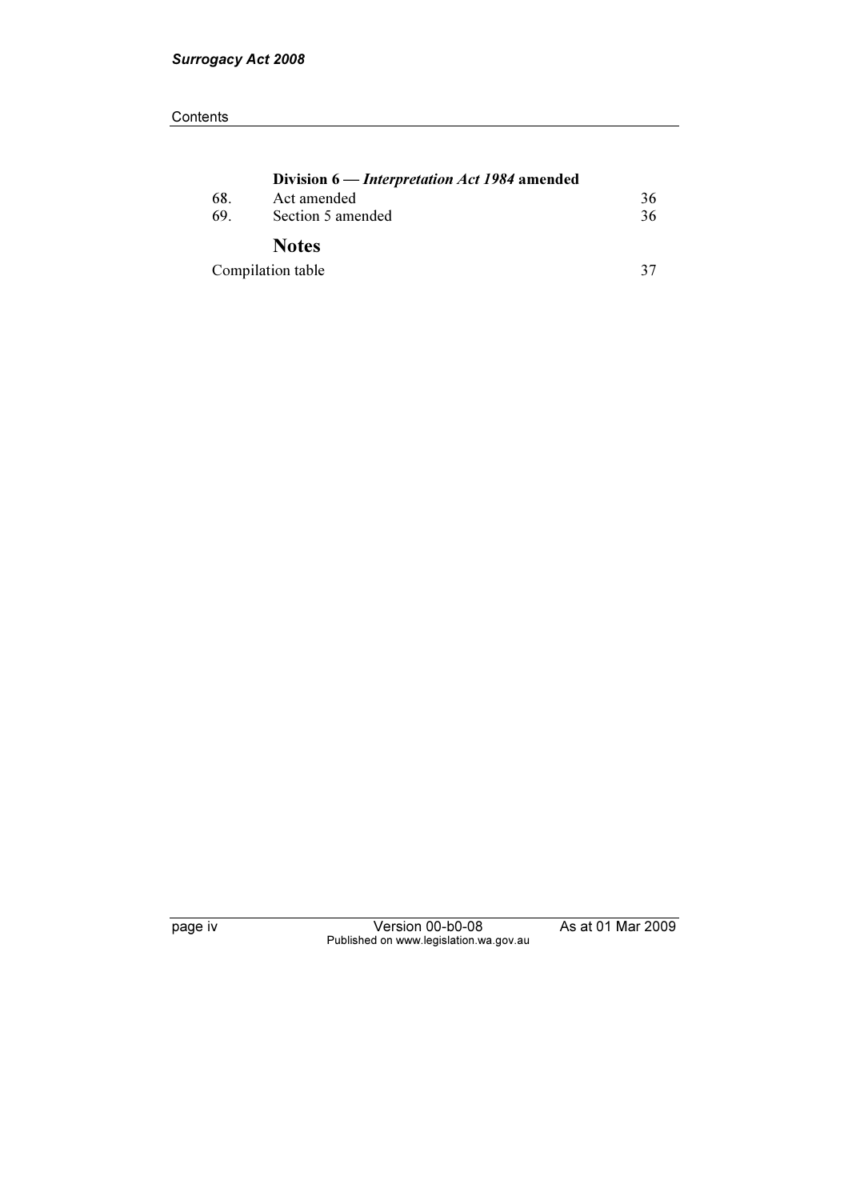### Division 6 — *Interpretation Act 1984* amended

| | | |
|---|---|---|
| 68. | Act amended | 36 |
| 69. | Section 5 amended | 36 |

## Notes

Compilation table 37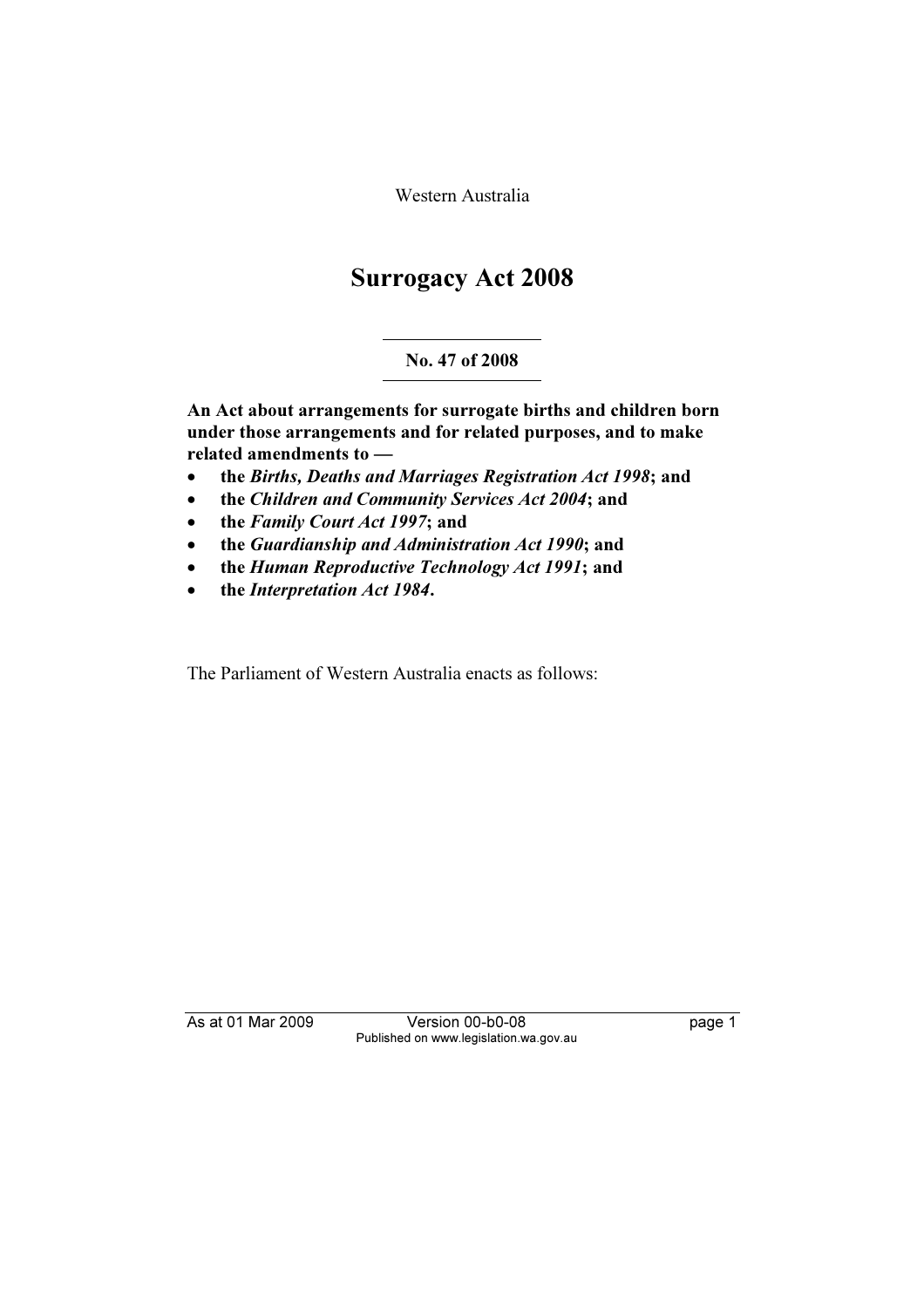Western Australia

# Surrogacy Act 2008

**No. 47 of 2008**

**An Act about arrangements for surrogate births and children born under those arrangements and for related purposes, and to make related amendments to —**

- **the *Births, Deaths and Marriages Registration Act 1998*; and**
- **the *Children and Community Services Act 2004*; and**
- **the *Family Court Act 1997*; and**
- **the *Guardianship and Administration Act 1990*; and**
- **the *Human Reproductive Technology Act 1991*; and**
- **the *Interpretation Act 1984*.**

The Parliament of Western Australia enacts as follows: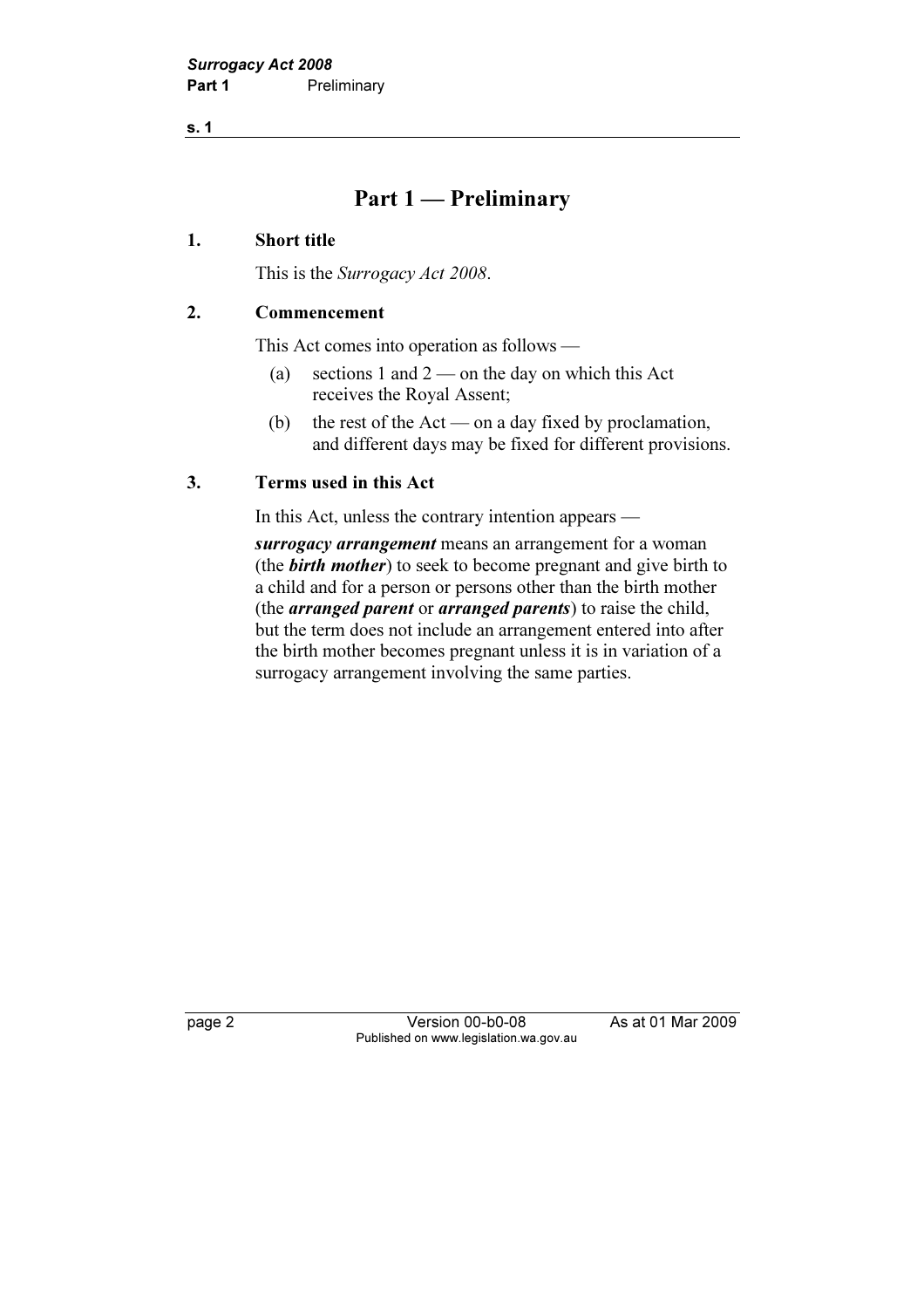# Part 1 — Preliminary

## 1. Short title

This is the *Surrogacy Act 2008*.

## 2. Commencement

This Act comes into operation as follows —

(a) sections 1 and 2 — on the day on which this Act receives the Royal Assent;

(b) the rest of the Act — on a day fixed by proclamation, and different days may be fixed for different provisions.

## 3. Terms used in this Act

In this Act, unless the contrary intention appears —

***surrogacy arrangement*** means an arrangement for a woman (the ***birth mother***) to seek to become pregnant and give birth to a child and for a person or persons other than the birth mother (the ***arranged parent*** or ***arranged parents***) to raise the child, but the term does not include an arrangement entered into after the birth mother becomes pregnant unless it is in variation of a surrogacy arrangement involving the same parties.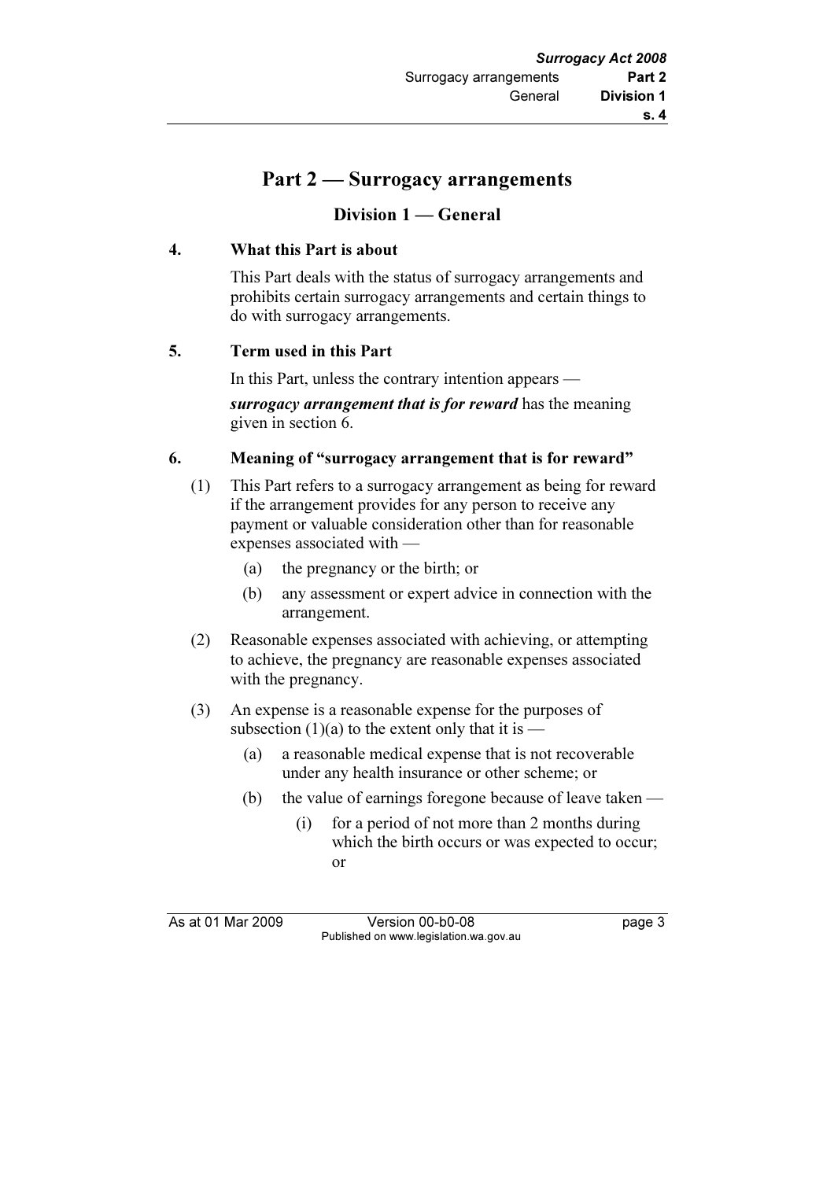# Part 2 — Surrogacy arrangements

## Division 1 — General

### 4. What this Part is about

This Part deals with the status of surrogacy arrangements and prohibits certain surrogacy arrangements and certain things to do with surrogacy arrangements.

### 5. Term used in this Part

In this Part, unless the contrary intention appears —

***surrogacy arrangement that is for reward*** has the meaning given in section 6.

### 6. Meaning of "surrogacy arrangement that is for reward"

(1) This Part refers to a surrogacy arrangement as being for reward if the arrangement provides for any person to receive any payment or valuable consideration other than for reasonable expenses associated with —

- (a) the pregnancy or the birth; or
- (b) any assessment or expert advice in connection with the arrangement.

(2) Reasonable expenses associated with achieving, or attempting to achieve, the pregnancy are reasonable expenses associated with the pregnancy.

(3) An expense is a reasonable expense for the purposes of subsection (1)(a) to the extent only that it is —

- (a) a reasonable medical expense that is not recoverable under any health insurance or other scheme; or
- (b) the value of earnings foregone because of leave taken —
  - (i) for a period of not more than 2 months during which the birth occurs or was expected to occur; or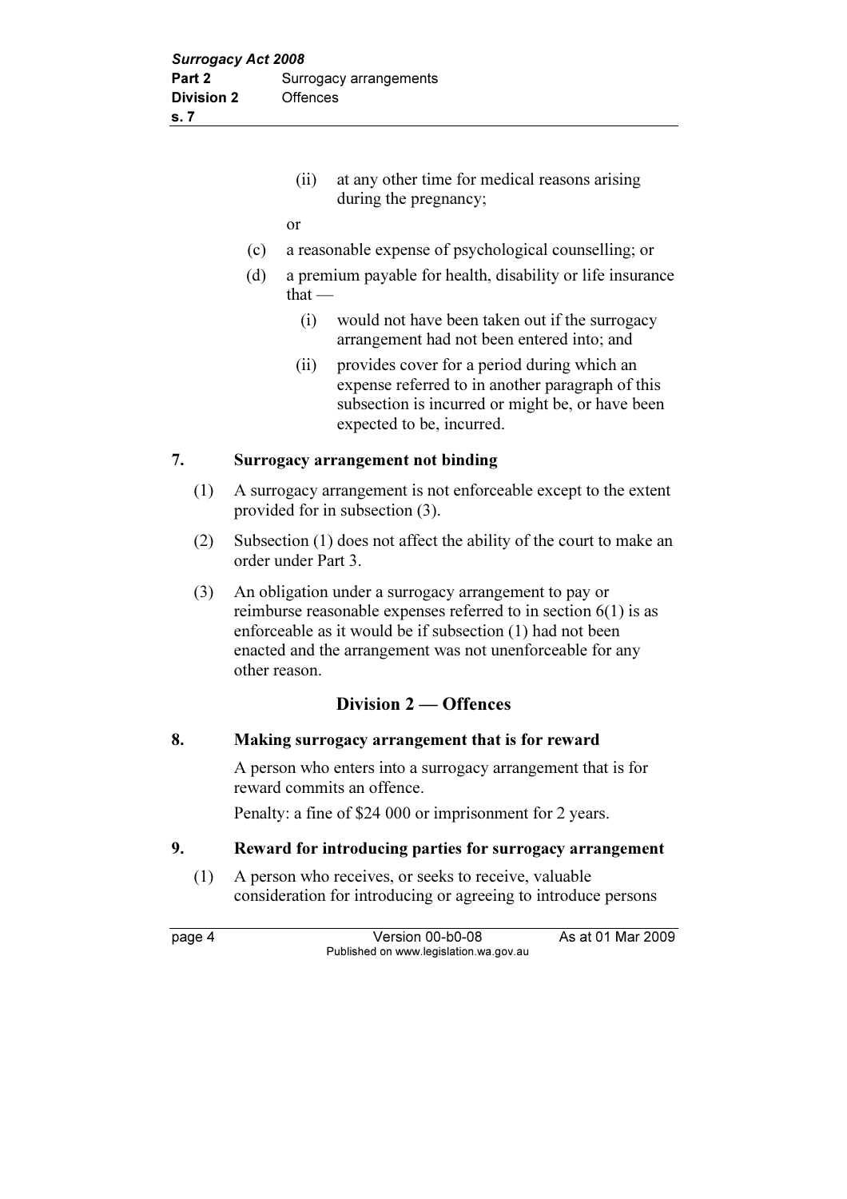(ii) at any other time for medical reasons arising during the pregnancy;

or

(c) a reasonable expense of psychological counselling; or

(d) a premium payable for health, disability or life insurance that —

(i) would not have been taken out if the surrogacy arrangement had not been entered into; and

(ii) provides cover for a period during which an expense referred to in another paragraph of this subsection is incurred or might be, or have been expected to be, incurred.

### 7. Surrogacy arrangement not binding

(1) A surrogacy arrangement is not enforceable except to the extent provided for in subsection (3).

(2) Subsection (1) does not affect the ability of the court to make an order under Part 3.

(3) An obligation under a surrogacy arrangement to pay or reimburse reasonable expenses referred to in section 6(1) is as enforceable as it would be if subsection (1) had not been enacted and the arrangement was not unenforceable for any other reason.

## Division 2 — Offences

### 8. Making surrogacy arrangement that is for reward

A person who enters into a surrogacy arrangement that is for reward commits an offence.

Penalty: a fine of $24 000 or imprisonment for 2 years.

### 9. Reward for introducing parties for surrogacy arrangement

(1) A person who receives, or seeks to receive, valuable consideration for introducing or agreeing to introduce persons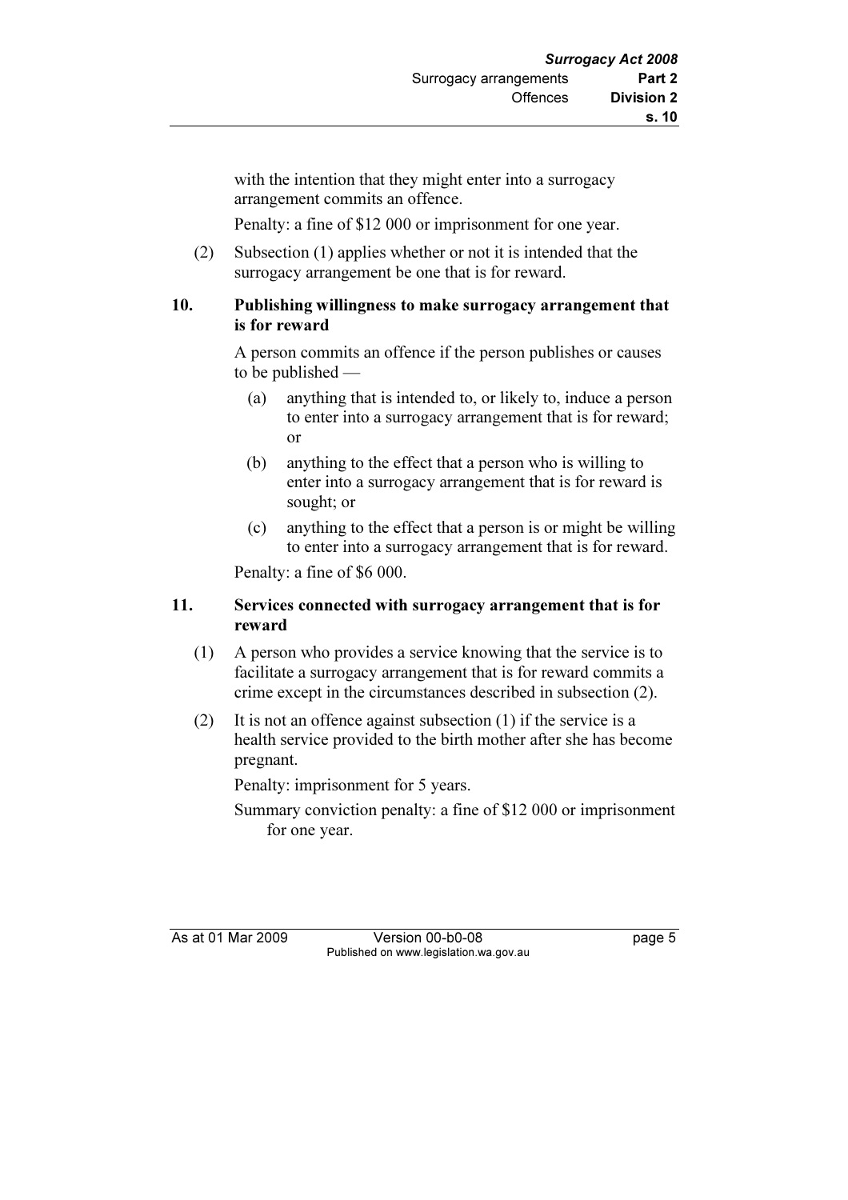with the intention that they might enter into a surrogacy arrangement commits an offence.

Penalty: a fine of $12 000 or imprisonment for one year.

(2) Subsection (1) applies whether or not it is intended that the surrogacy arrangement be one that is for reward.

### 10. Publishing willingness to make surrogacy arrangement that is for reward

A person commits an offence if the person publishes or causes to be published —

(a) anything that is intended to, or likely to, induce a person to enter into a surrogacy arrangement that is for reward; or

(b) anything to the effect that a person who is willing to enter into a surrogacy arrangement that is for reward is sought; or

(c) anything to the effect that a person is or might be willing to enter into a surrogacy arrangement that is for reward.

Penalty: a fine of $6 000.

### 11. Services connected with surrogacy arrangement that is for reward

(1) A person who provides a service knowing that the service is to facilitate a surrogacy arrangement that is for reward commits a crime except in the circumstances described in subsection (2).

(2) It is not an offence against subsection (1) if the service is a health service provided to the birth mother after she has become pregnant.

Penalty: imprisonment for 5 years.

Summary conviction penalty: a fine of $12 000 or imprisonment for one year.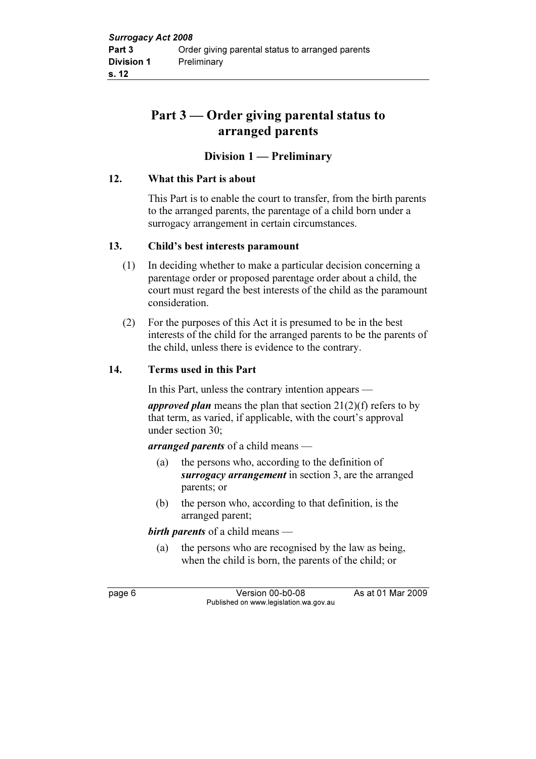# Part 3 — Order giving parental status to arranged parents

## Division 1 — Preliminary

### 12. What this Part is about

This Part is to enable the court to transfer, from the birth parents to the arranged parents, the parentage of a child born under a surrogacy arrangement in certain circumstances.

### 13. Child's best interests paramount

(1) In deciding whether to make a particular decision concerning a parentage order or proposed parentage order about a child, the court must regard the best interests of the child as the paramount consideration.

(2) For the purposes of this Act it is presumed to be in the best interests of the child for the arranged parents to be the parents of the child, unless there is evidence to the contrary.

### 14. Terms used in this Part

In this Part, unless the contrary intention appears —

***approved plan*** means the plan that section 21(2)(f) refers to by that term, as varied, if applicable, with the court's approval under section 30;

***arranged parents*** of a child means —

- (a) the persons who, according to the definition of ***surrogacy arrangement*** in section 3, are the arranged parents; or
- (b) the person who, according to that definition, is the arranged parent;

***birth parents*** of a child means —

- (a) the persons who are recognised by the law as being, when the child is born, the parents of the child; or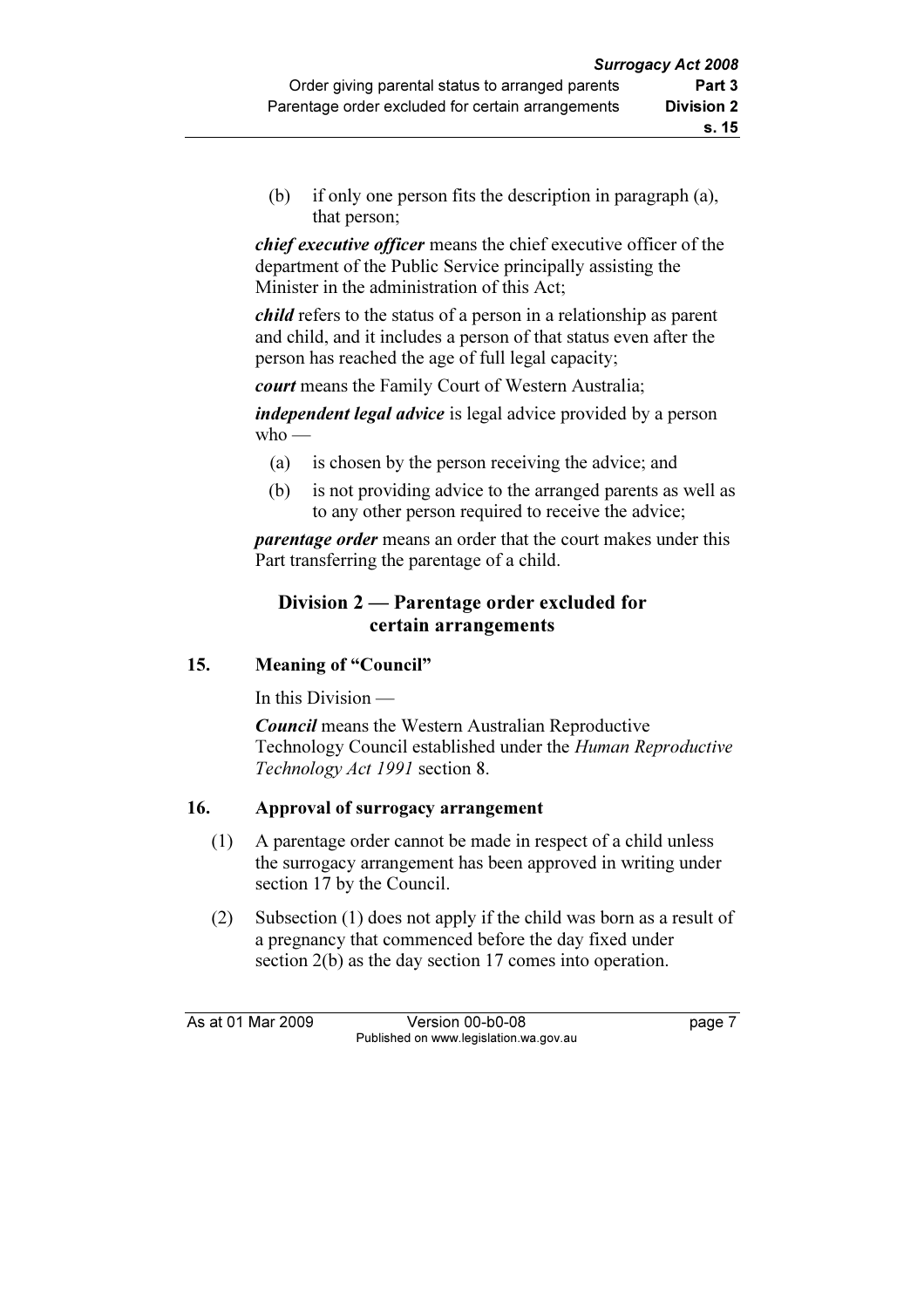(b) if only one person fits the description in paragraph (a), that person;

***chief executive officer*** means the chief executive officer of the department of the Public Service principally assisting the Minister in the administration of this Act;

***child*** refers to the status of a person in a relationship as parent and child, and it includes a person of that status even after the person has reached the age of full legal capacity;

***court*** means the Family Court of Western Australia;

***independent legal advice*** is legal advice provided by a person who —

(a) is chosen by the person receiving the advice; and

(b) is not providing advice to the arranged parents as well as to any other person required to receive the advice;

***parentage order*** means an order that the court makes under this Part transferring the parentage of a child.

## Division 2 — Parentage order excluded for certain arrangements

### 15. Meaning of "Council"

In this Division —

***Council*** means the Western Australian Reproductive Technology Council established under the *Human Reproductive Technology Act 1991* section 8.

### 16. Approval of surrogacy arrangement

(1) A parentage order cannot be made in respect of a child unless the surrogacy arrangement has been approved in writing under section 17 by the Council.

(2) Subsection (1) does not apply if the child was born as a result of a pregnancy that commenced before the day fixed under section 2(b) as the day section 17 comes into operation.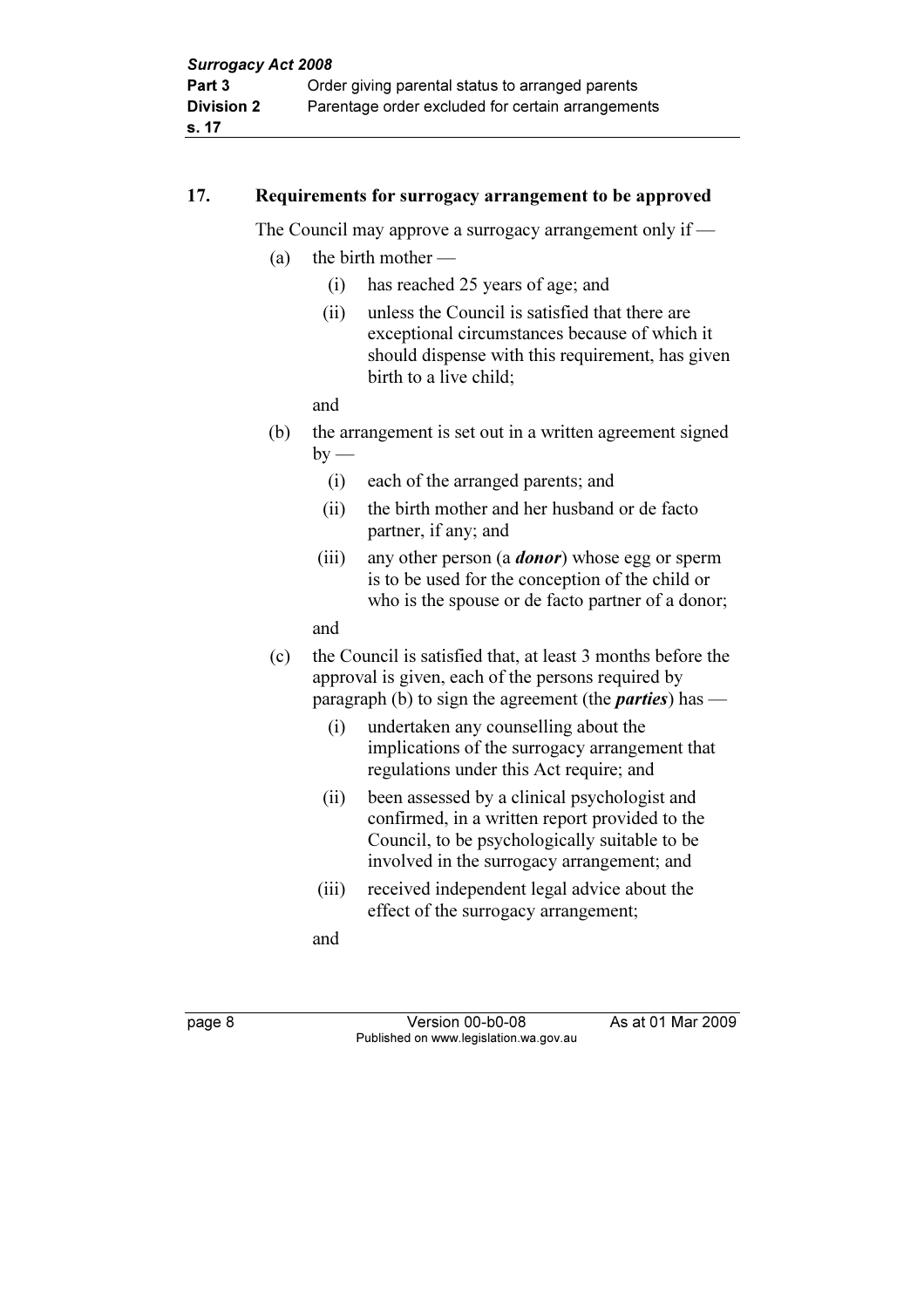## 17. Requirements for surrogacy arrangement to be approved

The Council may approve a surrogacy arrangement only if —

- (a) the birth mother —
  - (i) has reached 25 years of age; and
  - (ii) unless the Council is satisfied that there are exceptional circumstances because of which it should dispense with this requirement, has given birth to a live child;

  and
- (b) the arrangement is set out in a written agreement signed by —
  - (i) each of the arranged parents; and
  - (ii) the birth mother and her husband or de facto partner, if any; and
  - (iii) any other person (a ***donor***) whose egg or sperm is to be used for the conception of the child or who is the spouse or de facto partner of a donor;

  and
- (c) the Council is satisfied that, at least 3 months before the approval is given, each of the persons required by paragraph (b) to sign the agreement (the ***parties***) has —
  - (i) undertaken any counselling about the implications of the surrogacy arrangement that regulations under this Act require; and
  - (ii) been assessed by a clinical psychologist and confirmed, in a written report provided to the Council, to be psychologically suitable to be involved in the surrogacy arrangement; and
  - (iii) received independent legal advice about the effect of the surrogacy arrangement;

  and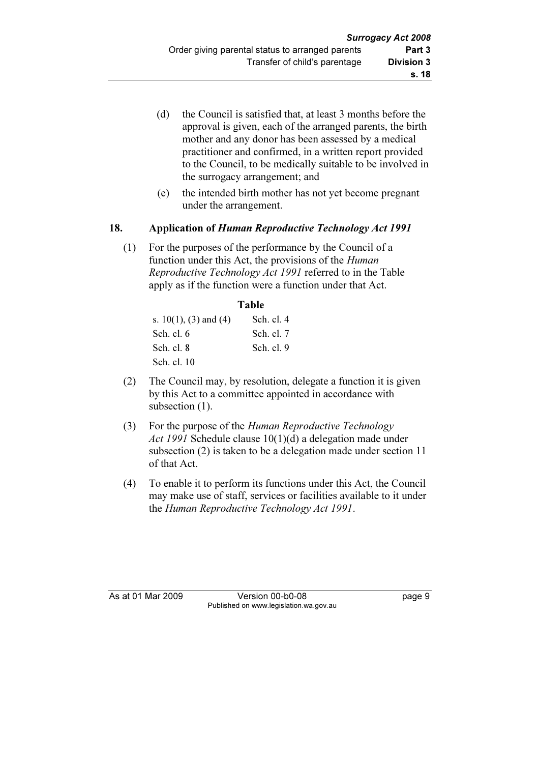(d) the Council is satisfied that, at least 3 months before the approval is given, each of the arranged parents, the birth mother and any donor has been assessed by a medical practitioner and confirmed, in a written report provided to the Council, to be medically suitable to be involved in the surrogacy arrangement; and

(e) the intended birth mother has not yet become pregnant under the arrangement.

### 18. Application of *Human Reproductive Technology Act 1991*

(1) For the purposes of the performance by the Council of a function under this Act, the provisions of the *Human Reproductive Technology Act 1991* referred to in the Table apply as if the function were a function under that Act.

**Table**

| | |
|---|---|
| s. 10(1), (3) and (4) | Sch. cl. 4 |
| Sch. cl. 6 | Sch. cl. 7 |
| Sch. cl. 8 | Sch. cl. 9 |
| Sch. cl. 10 | |

(2) The Council may, by resolution, delegate a function it is given by this Act to a committee appointed in accordance with subsection (1).

(3) For the purpose of the *Human Reproductive Technology Act 1991* Schedule clause 10(1)(d) a delegation made under subsection (2) is taken to be a delegation made under section 11 of that Act.

(4) To enable it to perform its functions under this Act, the Council may make use of staff, services or facilities available to it under the *Human Reproductive Technology Act 1991*.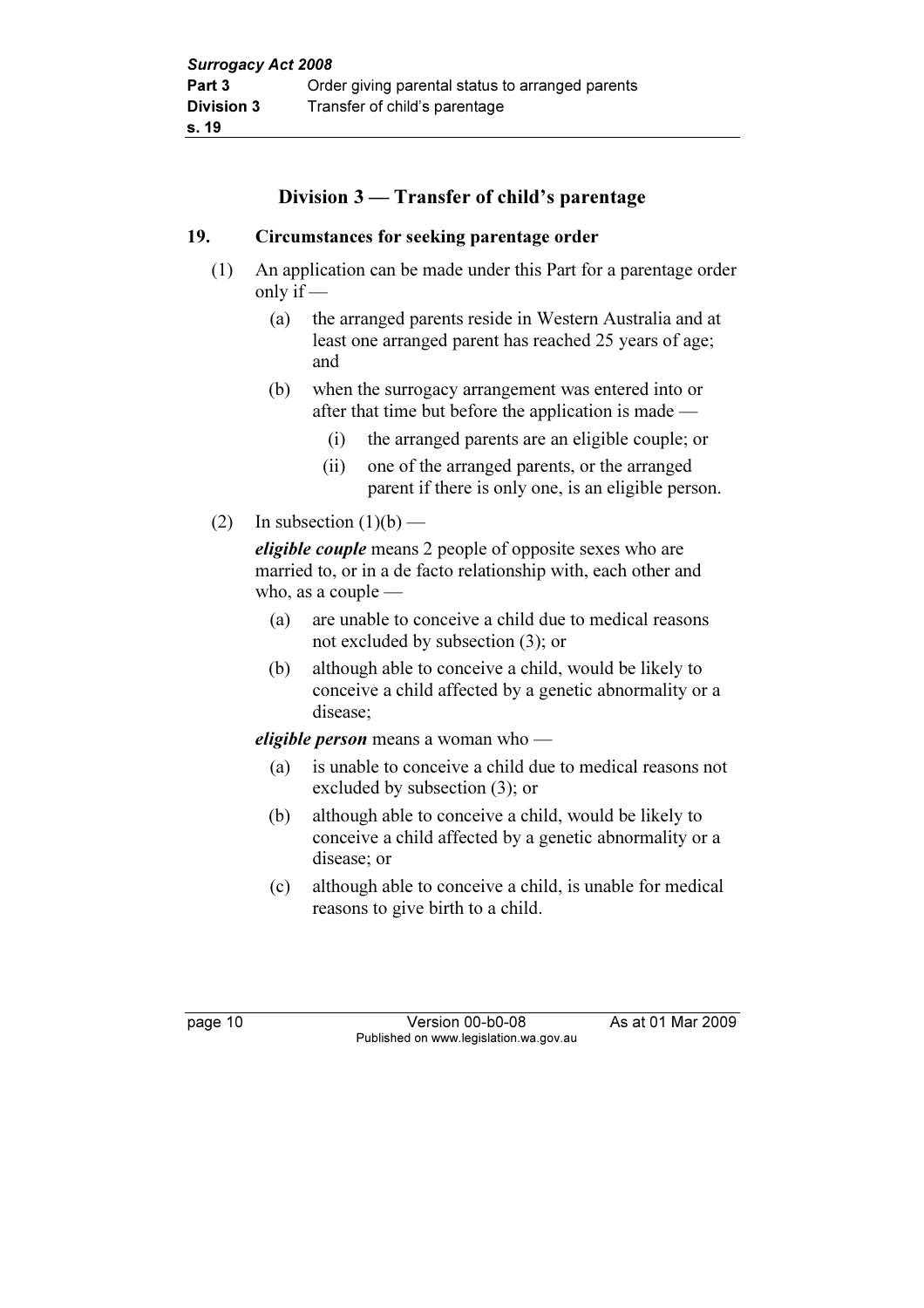## Division 3 — Transfer of child's parentage

### 19. Circumstances for seeking parentage order

(1) An application can be made under this Part for a parentage order only if —

(a) the arranged parents reside in Western Australia and at least one arranged parent has reached 25 years of age; and

(b) when the surrogacy arrangement was entered into or after that time but before the application is made —

(i) the arranged parents are an eligible couple; or

(ii) one of the arranged parents, or the arranged parent if there is only one, is an eligible person.

(2) In subsection (1)(b) —

***eligible couple*** means 2 people of opposite sexes who are married to, or in a de facto relationship with, each other and who, as a couple —

(a) are unable to conceive a child due to medical reasons not excluded by subsection (3); or

(b) although able to conceive a child, would be likely to conceive a child affected by a genetic abnormality or a disease;

***eligible person*** means a woman who —

(a) is unable to conceive a child due to medical reasons not excluded by subsection (3); or

(b) although able to conceive a child, would be likely to conceive a child affected by a genetic abnormality or a disease; or

(c) although able to conceive a child, is unable for medical reasons to give birth to a child.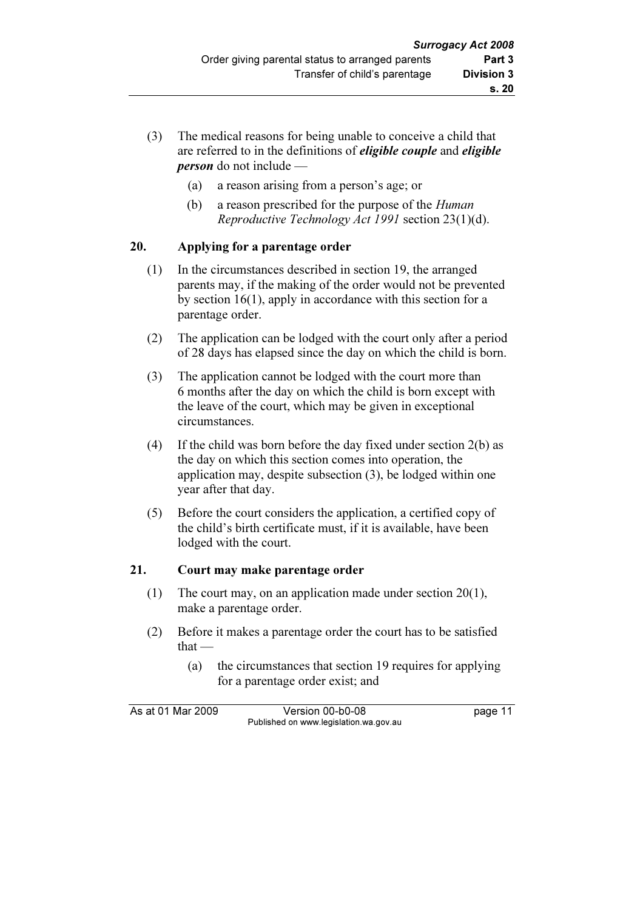(3) The medical reasons for being unable to conceive a child that are referred to in the definitions of ***eligible couple*** and ***eligible person*** do not include —

- (a) a reason arising from a person's age; or
- (b) a reason prescribed for the purpose of the *Human Reproductive Technology Act 1991* section 23(1)(d).

## 20. Applying for a parentage order

(1) In the circumstances described in section 19, the arranged parents may, if the making of the order would not be prevented by section 16(1), apply in accordance with this section for a parentage order.

(2) The application can be lodged with the court only after a period of 28 days has elapsed since the day on which the child is born.

(3) The application cannot be lodged with the court more than 6 months after the day on which the child is born except with the leave of the court, which may be given in exceptional circumstances.

(4) If the child was born before the day fixed under section 2(b) as the day on which this section comes into operation, the application may, despite subsection (3), be lodged within one year after that day.

(5) Before the court considers the application, a certified copy of the child's birth certificate must, if it is available, have been lodged with the court.

## 21. Court may make parentage order

(1) The court may, on an application made under section 20(1), make a parentage order.

(2) Before it makes a parentage order the court has to be satisfied that —

- (a) the circumstances that section 19 requires for applying for a parentage order exist; and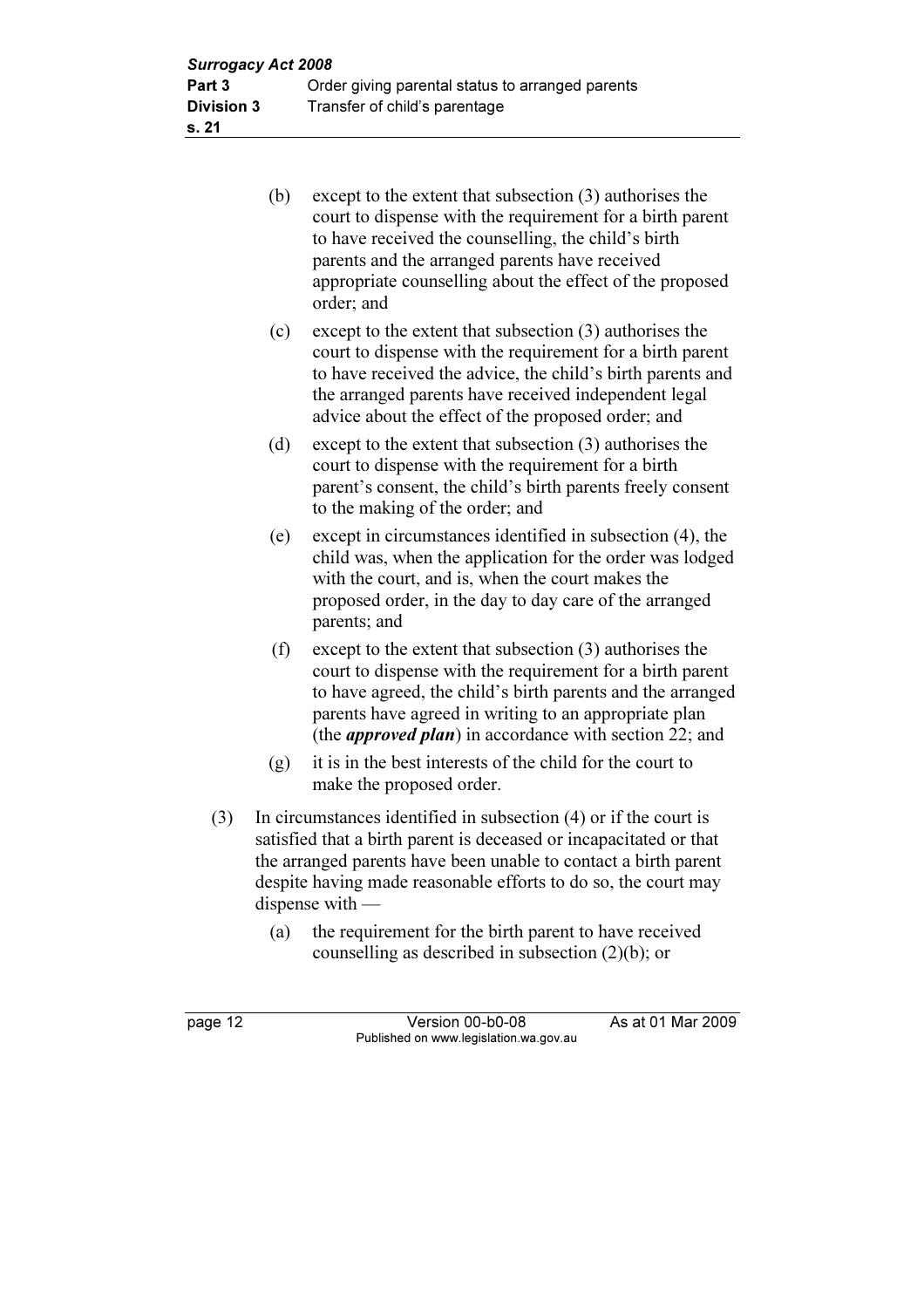(b) except to the extent that subsection (3) authorises the court to dispense with the requirement for a birth parent to have received the counselling, the child's birth parents and the arranged parents have received appropriate counselling about the effect of the proposed order; and

(c) except to the extent that subsection (3) authorises the court to dispense with the requirement for a birth parent to have received the advice, the child's birth parents and the arranged parents have received independent legal advice about the effect of the proposed order; and

(d) except to the extent that subsection (3) authorises the court to dispense with the requirement for a birth parent's consent, the child's birth parents freely consent to the making of the order; and

(e) except in circumstances identified in subsection (4), the child was, when the application for the order was lodged with the court, and is, when the court makes the proposed order, in the day to day care of the arranged parents; and

(f) except to the extent that subsection (3) authorises the court to dispense with the requirement for a birth parent to have agreed, the child's birth parents and the arranged parents have agreed in writing to an appropriate plan (the ***approved plan***) in accordance with section 22; and

(g) it is in the best interests of the child for the court to make the proposed order.

(3) In circumstances identified in subsection (4) or if the court is satisfied that a birth parent is deceased or incapacitated or that the arranged parents have been unable to contact a birth parent despite having made reasonable efforts to do so, the court may dispense with —

(a) the requirement for the birth parent to have received counselling as described in subsection (2)(b); or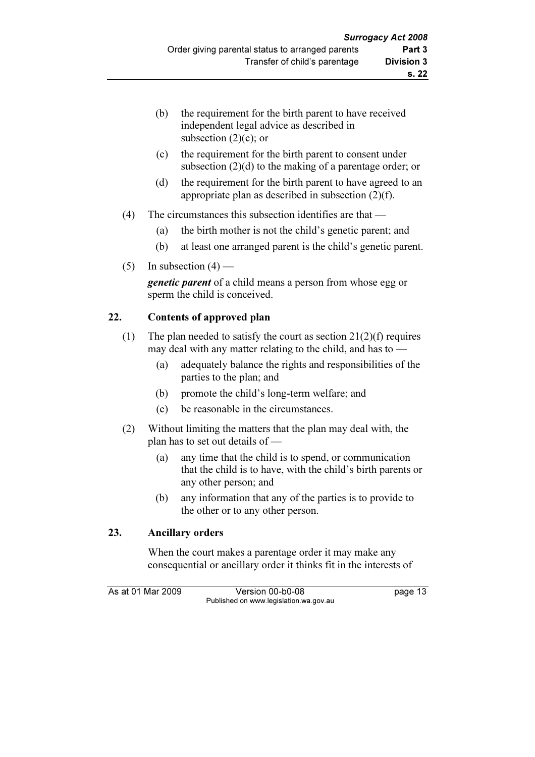(b) the requirement for the birth parent to have received independent legal advice as described in subsection (2)(c); or

(c) the requirement for the birth parent to consent under subsection (2)(d) to the making of a parentage order; or

(d) the requirement for the birth parent to have agreed to an appropriate plan as described in subsection (2)(f).

(4) The circumstances this subsection identifies are that —

(a) the birth mother is not the child's genetic parent; and

(b) at least one arranged parent is the child's genetic parent.

(5) In subsection (4) —

***genetic parent*** of a child means a person from whose egg or sperm the child is conceived.

## 22. Contents of approved plan

(1) The plan needed to satisfy the court as section 21(2)(f) requires may deal with any matter relating to the child, and has to —

(a) adequately balance the rights and responsibilities of the parties to the plan; and

(b) promote the child's long-term welfare; and

(c) be reasonable in the circumstances.

(2) Without limiting the matters that the plan may deal with, the plan has to set out details of —

(a) any time that the child is to spend, or communication that the child is to have, with the child's birth parents or any other person; and

(b) any information that any of the parties is to provide to the other or to any other person.

## 23. Ancillary orders

When the court makes a parentage order it may make any consequential or ancillary order it thinks fit in the interests of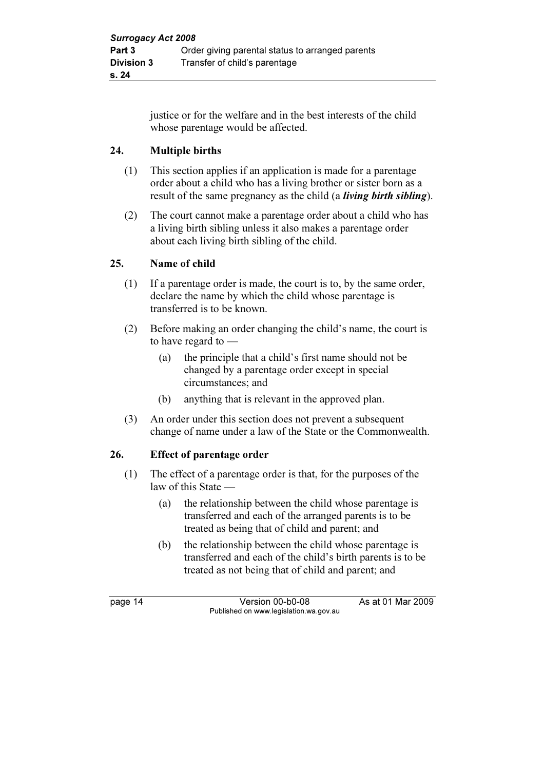justice or for the welfare and in the best interests of the child whose parentage would be affected.

### 24. Multiple births

(1) This section applies if an application is made for a parentage order about a child who has a living brother or sister born as a result of the same pregnancy as the child (a ***living birth sibling***).

(2) The court cannot make a parentage order about a child who has a living birth sibling unless it also makes a parentage order about each living birth sibling of the child.

### 25. Name of child

(1) If a parentage order is made, the court is to, by the same order, declare the name by which the child whose parentage is transferred is to be known.

(2) Before making an order changing the child's name, the court is to have regard to —

 (a) the principle that a child's first name should not be changed by a parentage order except in special circumstances; and

 (b) anything that is relevant in the approved plan.

(3) An order under this section does not prevent a subsequent change of name under a law of the State or the Commonwealth.

### 26. Effect of parentage order

(1) The effect of a parentage order is that, for the purposes of the law of this State —

 (a) the relationship between the child whose parentage is transferred and each of the arranged parents is to be treated as being that of child and parent; and

 (b) the relationship between the child whose parentage is transferred and each of the child's birth parents is to be treated as not being that of child and parent; and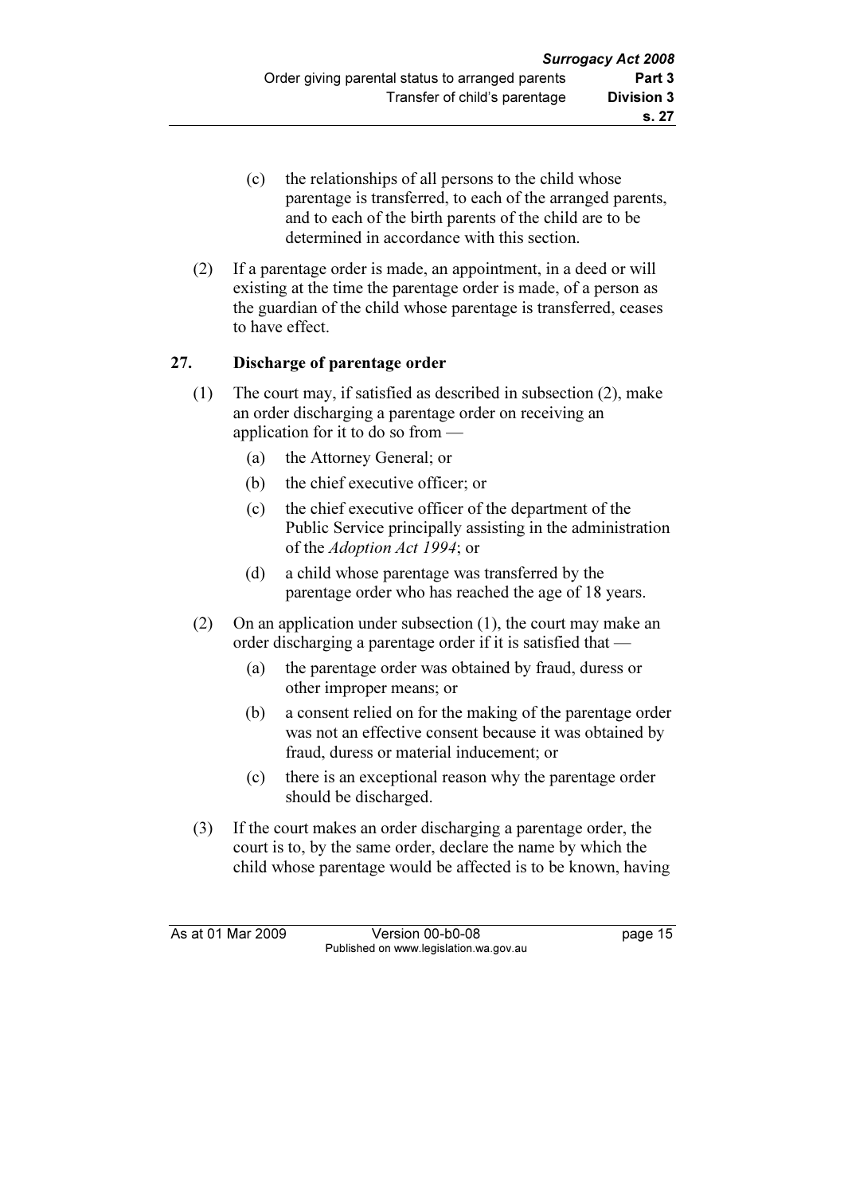(c) the relationships of all persons to the child whose parentage is transferred, to each of the arranged parents, and to each of the birth parents of the child are to be determined in accordance with this section.

(2) If a parentage order is made, an appointment, in a deed or will existing at the time the parentage order is made, of a person as the guardian of the child whose parentage is transferred, ceases to have effect.

## 27. Discharge of parentage order

(1) The court may, if satisfied as described in subsection (2), make an order discharging a parentage order on receiving an application for it to do so from —

(a) the Attorney General; or

(b) the chief executive officer; or

(c) the chief executive officer of the department of the Public Service principally assisting in the administration of the *Adoption Act 1994*; or

(d) a child whose parentage was transferred by the parentage order who has reached the age of 18 years.

(2) On an application under subsection (1), the court may make an order discharging a parentage order if it is satisfied that —

(a) the parentage order was obtained by fraud, duress or other improper means; or

(b) a consent relied on for the making of the parentage order was not an effective consent because it was obtained by fraud, duress or material inducement; or

(c) there is an exceptional reason why the parentage order should be discharged.

(3) If the court makes an order discharging a parentage order, the court is to, by the same order, declare the name by which the child whose parentage would be affected is to be known, having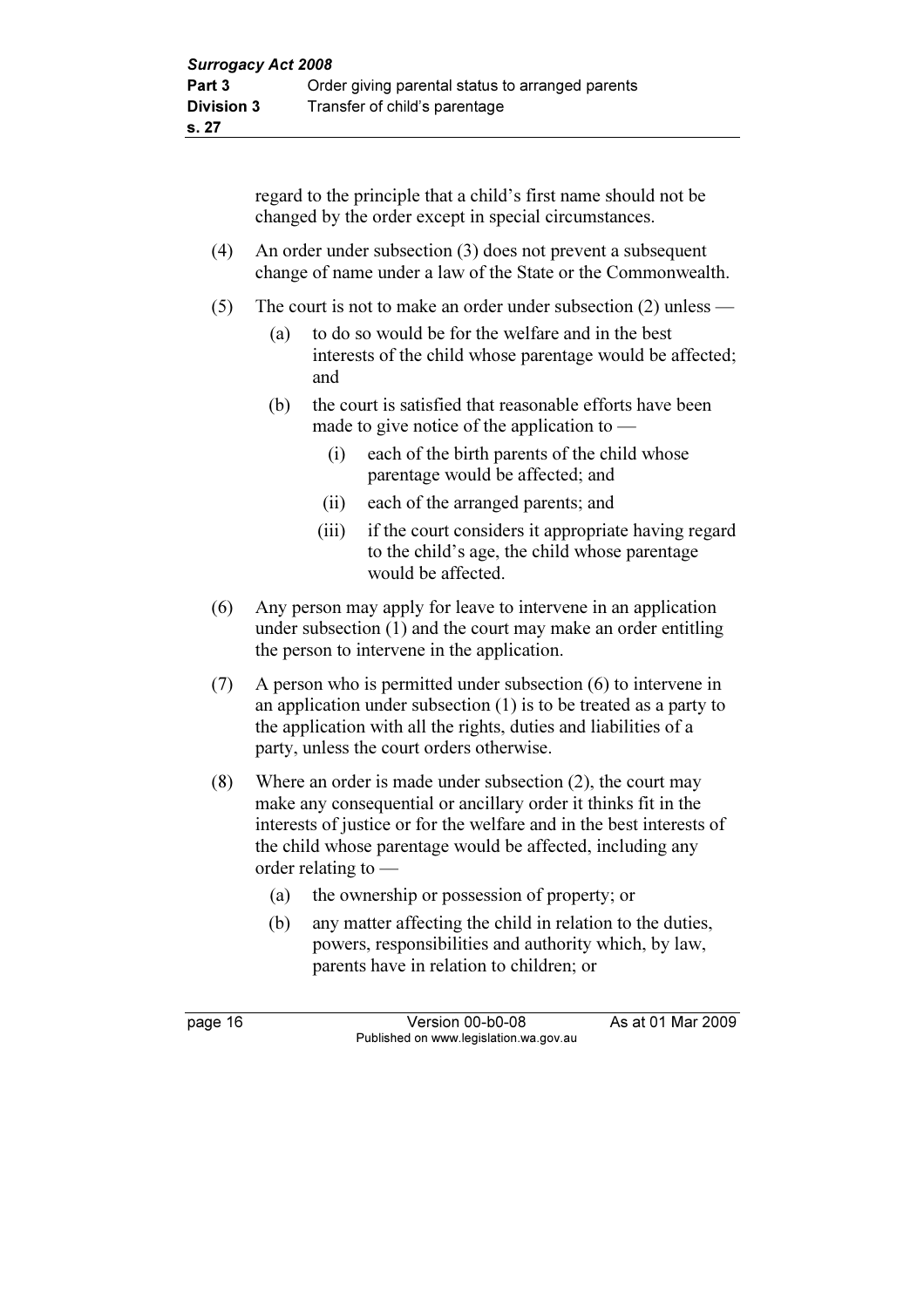regard to the principle that a child's first name should not be changed by the order except in special circumstances.

(4) An order under subsection (3) does not prevent a subsequent change of name under a law of the State or the Commonwealth.

(5) The court is not to make an order under subsection (2) unless —

(a) to do so would be for the welfare and in the best interests of the child whose parentage would be affected; and

(b) the court is satisfied that reasonable efforts have been made to give notice of the application to —

(i) each of the birth parents of the child whose parentage would be affected; and

(ii) each of the arranged parents; and

(iii) if the court considers it appropriate having regard to the child's age, the child whose parentage would be affected.

(6) Any person may apply for leave to intervene in an application under subsection (1) and the court may make an order entitling the person to intervene in the application.

(7) A person who is permitted under subsection (6) to intervene in an application under subsection (1) is to be treated as a party to the application with all the rights, duties and liabilities of a party, unless the court orders otherwise.

(8) Where an order is made under subsection (2), the court may make any consequential or ancillary order it thinks fit in the interests of justice or for the welfare and in the best interests of the child whose parentage would be affected, including any order relating to —

(a) the ownership or possession of property; or

(b) any matter affecting the child in relation to the duties, powers, responsibilities and authority which, by law, parents have in relation to children; or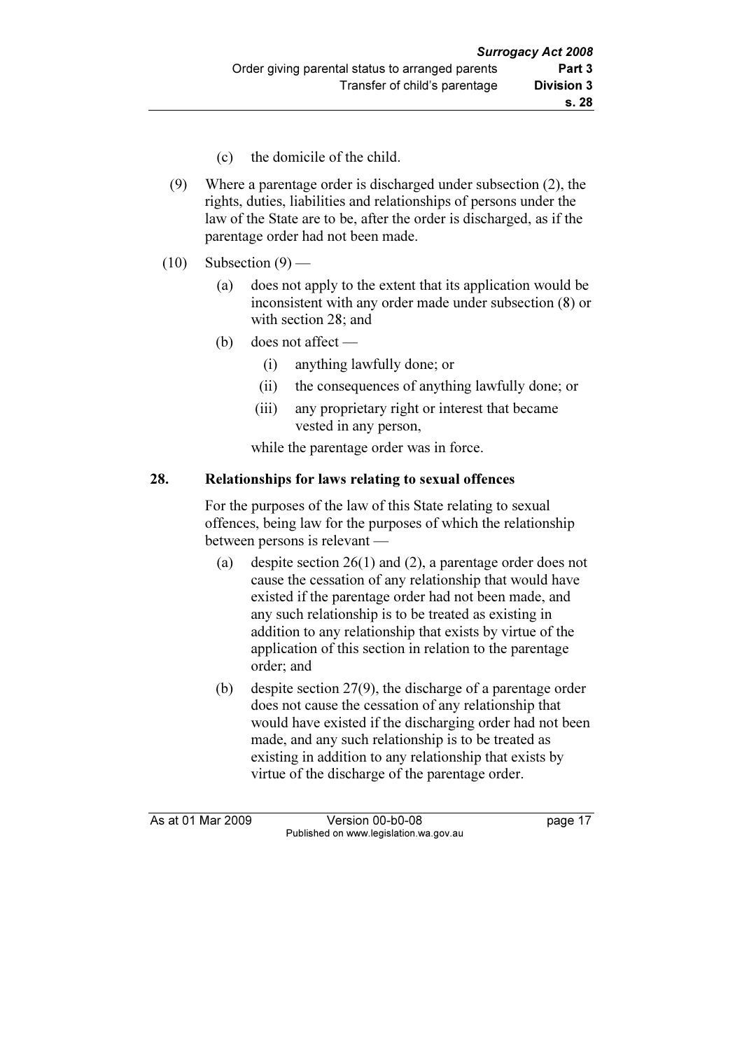(c) the domicile of the child.

(9) Where a parentage order is discharged under subsection (2), the rights, duties, liabilities and relationships of persons under the law of the State are to be, after the order is discharged, as if the parentage order had not been made.

(10) Subsection (9) —

(a) does not apply to the extent that its application would be inconsistent with any order made under subsection (8) or with section 28; and

(b) does not affect —

(i) anything lawfully done; or

(ii) the consequences of anything lawfully done; or

(iii) any proprietary right or interest that became vested in any person,

while the parentage order was in force.

**28. Relationships for laws relating to sexual offences**

For the purposes of the law of this State relating to sexual offences, being law for the purposes of which the relationship between persons is relevant —

(a) despite section 26(1) and (2), a parentage order does not cause the cessation of any relationship that would have existed if the parentage order had not been made, and any such relationship is to be treated as existing in addition to any relationship that exists by virtue of the application of this section in relation to the parentage order; and

(b) despite section 27(9), the discharge of a parentage order does not cause the cessation of any relationship that would have existed if the discharging order had not been made, and any such relationship is to be treated as existing in addition to any relationship that exists by virtue of the discharge of the parentage order.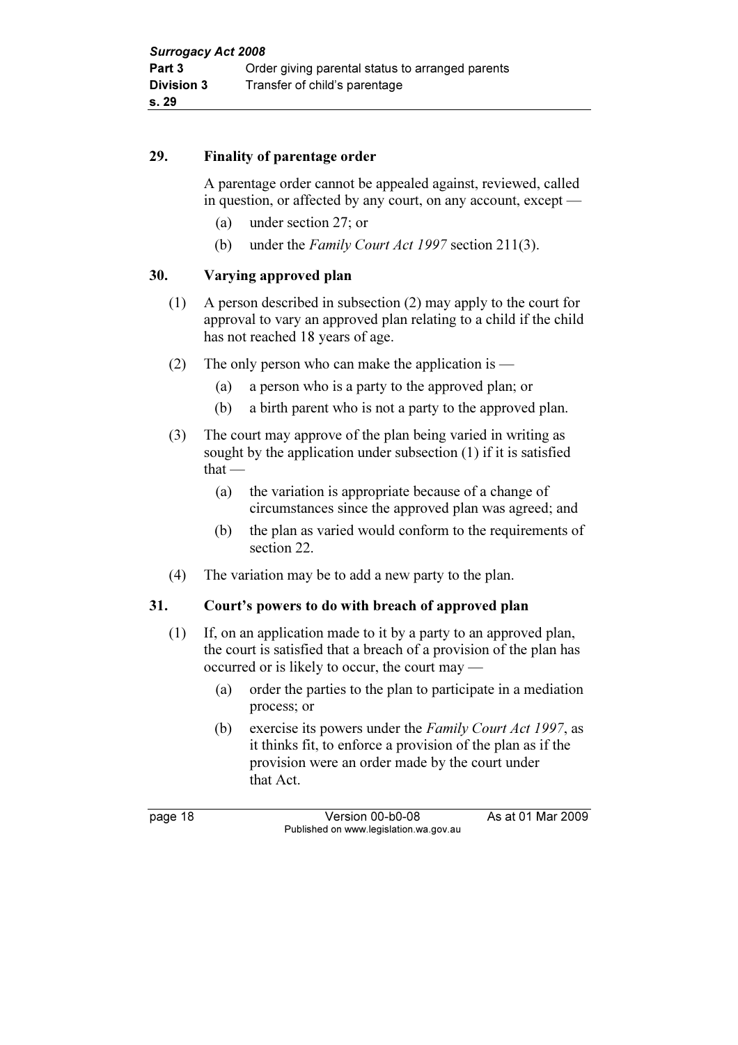## 29. Finality of parentage order

A parentage order cannot be appealed against, reviewed, called in question, or affected by any court, on any account, except —

(a) under section 27; or

(b) under the *Family Court Act 1997* section 211(3).

## 30. Varying approved plan

(1) A person described in subsection (2) may apply to the court for approval to vary an approved plan relating to a child if the child has not reached 18 years of age.

(2) The only person who can make the application is —

(a) a person who is a party to the approved plan; or

(b) a birth parent who is not a party to the approved plan.

(3) The court may approve of the plan being varied in writing as sought by the application under subsection (1) if it is satisfied that —

(a) the variation is appropriate because of a change of circumstances since the approved plan was agreed; and

(b) the plan as varied would conform to the requirements of section 22.

(4) The variation may be to add a new party to the plan.

## 31. Court's powers to do with breach of approved plan

(1) If, on an application made to it by a party to an approved plan, the court is satisfied that a breach of a provision of the plan has occurred or is likely to occur, the court may —

(a) order the parties to the plan to participate in a mediation process; or

(b) exercise its powers under the *Family Court Act 1997*, as it thinks fit, to enforce a provision of the plan as if the provision were an order made by the court under that Act.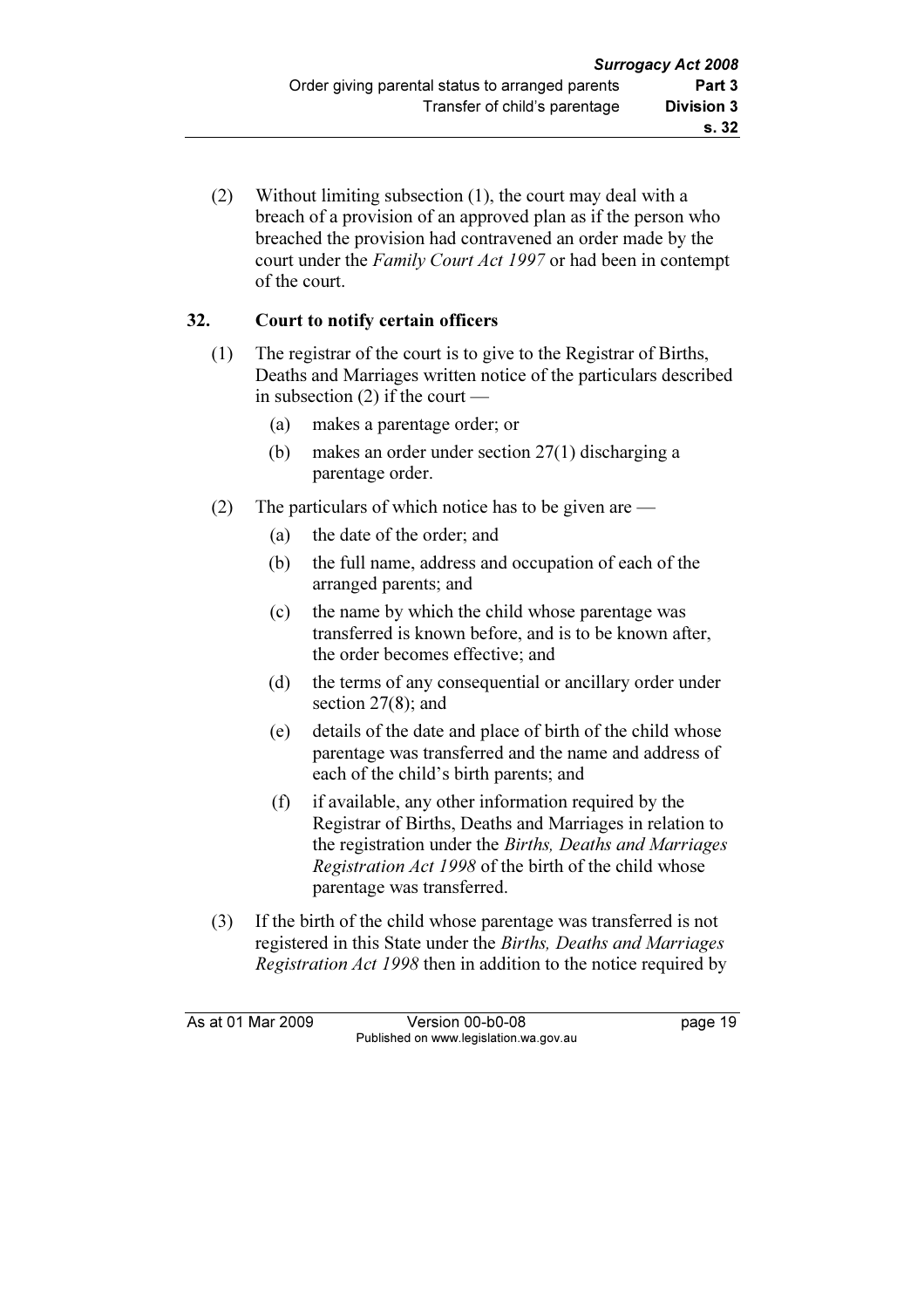(2) Without limiting subsection (1), the court may deal with a breach of a provision of an approved plan as if the person who breached the provision had contravened an order made by the court under the *Family Court Act 1997* or had been in contempt of the court.

### 32. Court to notify certain officers

(1) The registrar of the court is to give to the Registrar of Births, Deaths and Marriages written notice of the particulars described in subsection (2) if the court —

  (a) makes a parentage order; or

  (b) makes an order under section 27(1) discharging a parentage order.

(2) The particulars of which notice has to be given are —

  (a) the date of the order; and

  (b) the full name, address and occupation of each of the arranged parents; and

  (c) the name by which the child whose parentage was transferred is known before, and is to be known after, the order becomes effective; and

  (d) the terms of any consequential or ancillary order under section 27(8); and

  (e) details of the date and place of birth of the child whose parentage was transferred and the name and address of each of the child's birth parents; and

  (f) if available, any other information required by the Registrar of Births, Deaths and Marriages in relation to the registration under the *Births, Deaths and Marriages Registration Act 1998* of the birth of the child whose parentage was transferred.

(3) If the birth of the child whose parentage was transferred is not registered in this State under the *Births, Deaths and Marriages Registration Act 1998* then in addition to the notice required by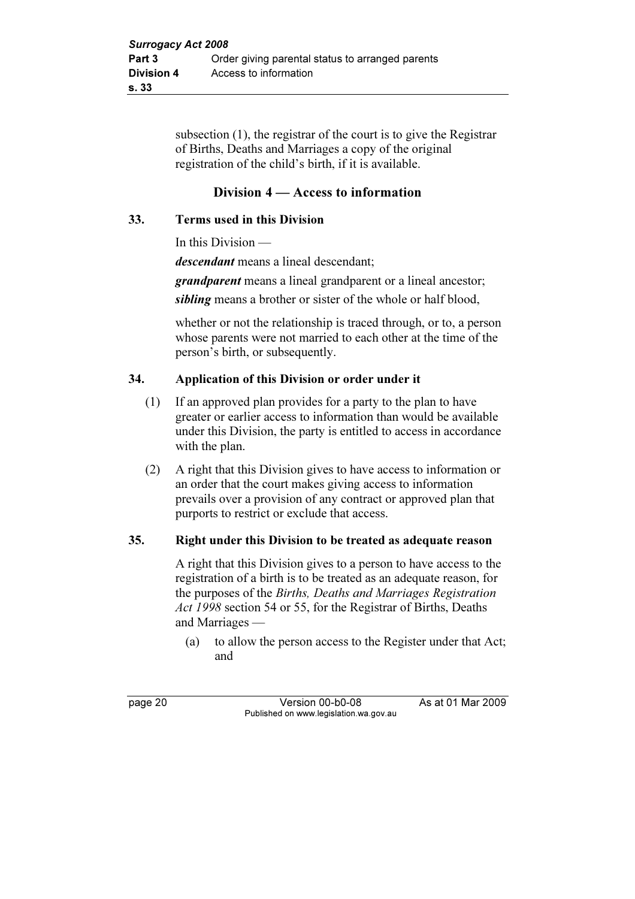subsection (1), the registrar of the court is to give the Registrar of Births, Deaths and Marriages a copy of the original registration of the child's birth, if it is available.

## Division 4 — Access to information

### 33. Terms used in this Division

In this Division —

***descendant*** means a lineal descendant;

***grandparent*** means a lineal grandparent or a lineal ancestor;

***sibling*** means a brother or sister of the whole or half blood,

whether or not the relationship is traced through, or to, a person whose parents were not married to each other at the time of the person's birth, or subsequently.

### 34. Application of this Division or order under it

(1) If an approved plan provides for a party to the plan to have greater or earlier access to information than would be available under this Division, the party is entitled to access in accordance with the plan.

(2) A right that this Division gives to have access to information or an order that the court makes giving access to information prevails over a provision of any contract or approved plan that purports to restrict or exclude that access.

### 35. Right under this Division to be treated as adequate reason

A right that this Division gives to a person to have access to the registration of a birth is to be treated as an adequate reason, for the purposes of the *Births, Deaths and Marriages Registration Act 1998* section 54 or 55, for the Registrar of Births, Deaths and Marriages —

(a) to allow the person access to the Register under that Act; and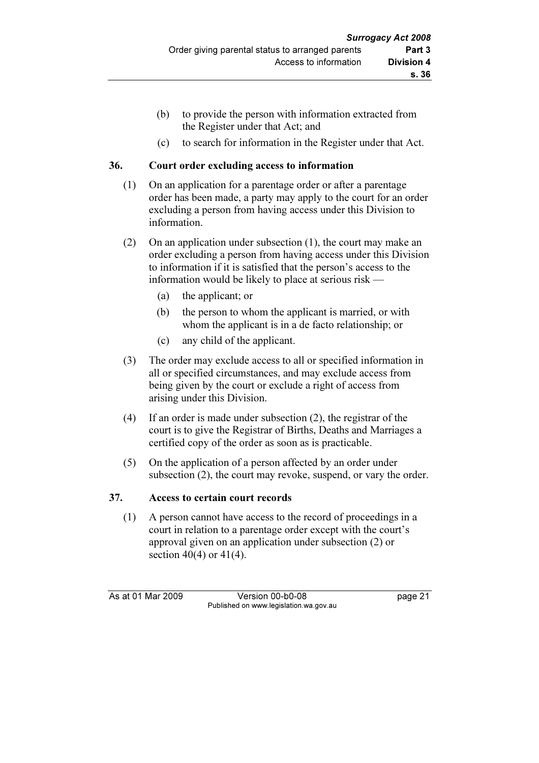(b) to provide the person with information extracted from the Register under that Act; and

(c) to search for information in the Register under that Act.

### 36. Court order excluding access to information

(1) On an application for a parentage order or after a parentage order has been made, a party may apply to the court for an order excluding a person from having access under this Division to information.

(2) On an application under subsection (1), the court may make an order excluding a person from having access under this Division to information if it is satisfied that the person's access to the information would be likely to place at serious risk —

(a) the applicant; or

(b) the person to whom the applicant is married, or with whom the applicant is in a de facto relationship; or

(c) any child of the applicant.

(3) The order may exclude access to all or specified information in all or specified circumstances, and may exclude access from being given by the court or exclude a right of access from arising under this Division.

(4) If an order is made under subsection (2), the registrar of the court is to give the Registrar of Births, Deaths and Marriages a certified copy of the order as soon as is practicable.

(5) On the application of a person affected by an order under subsection (2), the court may revoke, suspend, or vary the order.

### 37. Access to certain court records

(1) A person cannot have access to the record of proceedings in a court in relation to a parentage order except with the court's approval given on an application under subsection (2) or section 40(4) or 41(4).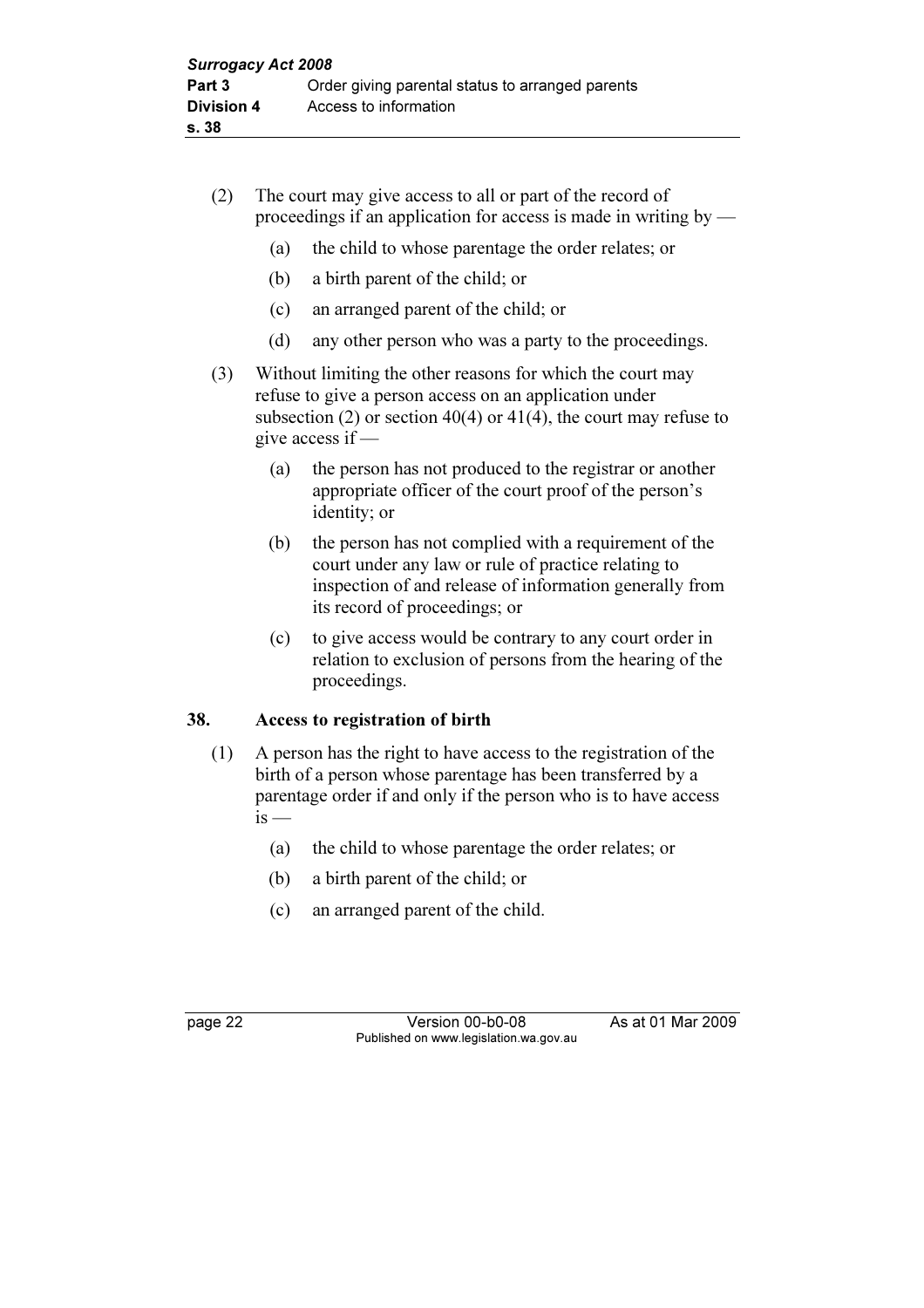(2) The court may give access to all or part of the record of proceedings if an application for access is made in writing by —

(a) the child to whose parentage the order relates; or

(b) a birth parent of the child; or

(c) an arranged parent of the child; or

(d) any other person who was a party to the proceedings.

(3) Without limiting the other reasons for which the court may refuse to give a person access on an application under subsection (2) or section 40(4) or 41(4), the court may refuse to give access if —

(a) the person has not produced to the registrar or another appropriate officer of the court proof of the person's identity; or

(b) the person has not complied with a requirement of the court under any law or rule of practice relating to inspection of and release of information generally from its record of proceedings; or

(c) to give access would be contrary to any court order in relation to exclusion of persons from the hearing of the proceedings.

## 38. Access to registration of birth

(1) A person has the right to have access to the registration of the birth of a person whose parentage has been transferred by a parentage order if and only if the person who is to have access is —

(a) the child to whose parentage the order relates; or

(b) a birth parent of the child; or

(c) an arranged parent of the child.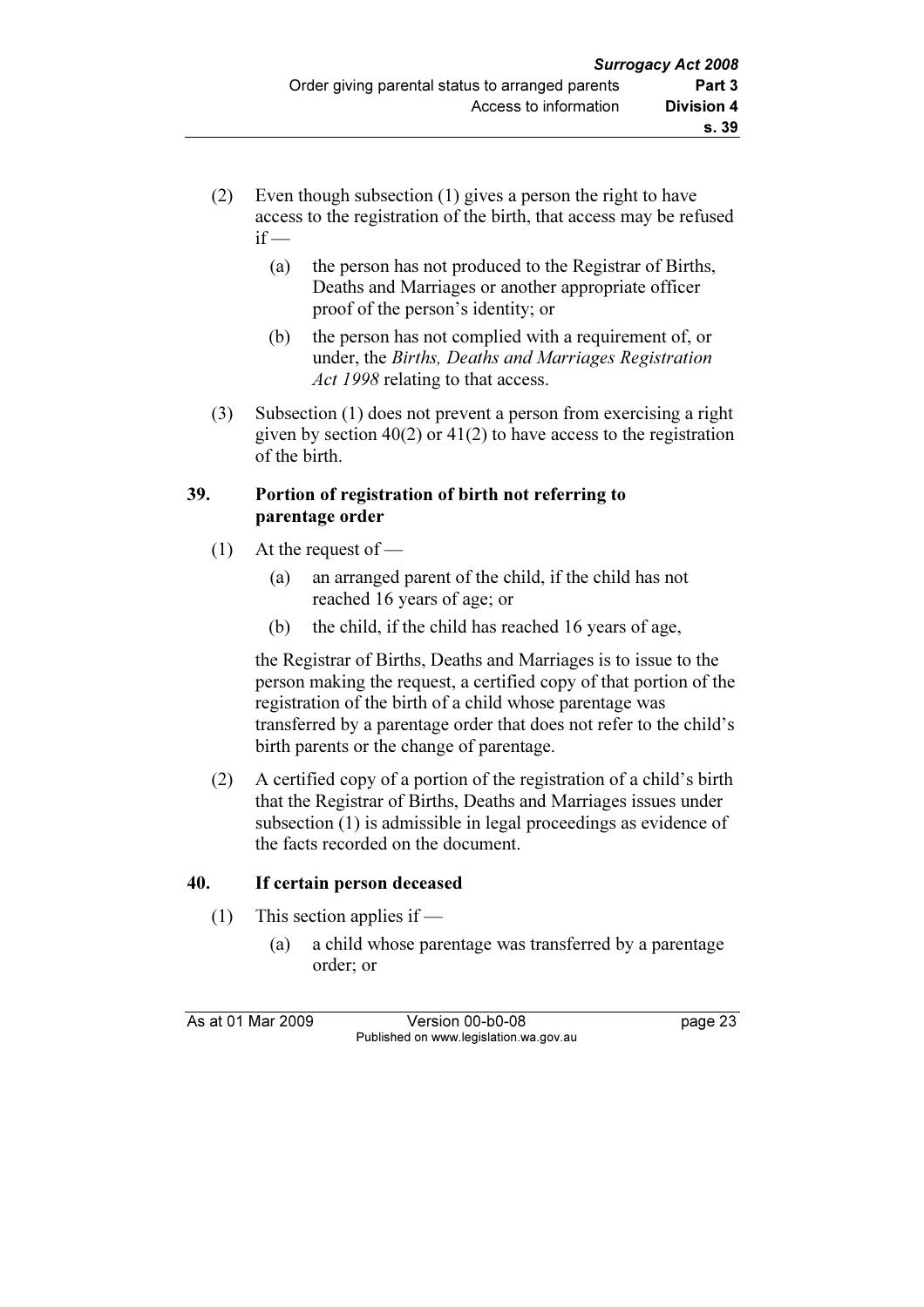(2) Even though subsection (1) gives a person the right to have access to the registration of the birth, that access may be refused if —

  (a) the person has not produced to the Registrar of Births, Deaths and Marriages or another appropriate officer proof of the person's identity; or

  (b) the person has not complied with a requirement of, or under, the *Births, Deaths and Marriages Registration Act 1998* relating to that access.

(3) Subsection (1) does not prevent a person from exercising a right given by section 40(2) or 41(2) to have access to the registration of the birth.

### 39. Portion of registration of birth not referring to parentage order

(1) At the request of —

  (a) an arranged parent of the child, if the child has not reached 16 years of age; or

  (b) the child, if the child has reached 16 years of age,

the Registrar of Births, Deaths and Marriages is to issue to the person making the request, a certified copy of that portion of the registration of the birth of a child whose parentage was transferred by a parentage order that does not refer to the child's birth parents or the change of parentage.

(2) A certified copy of a portion of the registration of a child's birth that the Registrar of Births, Deaths and Marriages issues under subsection (1) is admissible in legal proceedings as evidence of the facts recorded on the document.

### 40. If certain person deceased

(1) This section applies if —

  (a) a child whose parentage was transferred by a parentage order; or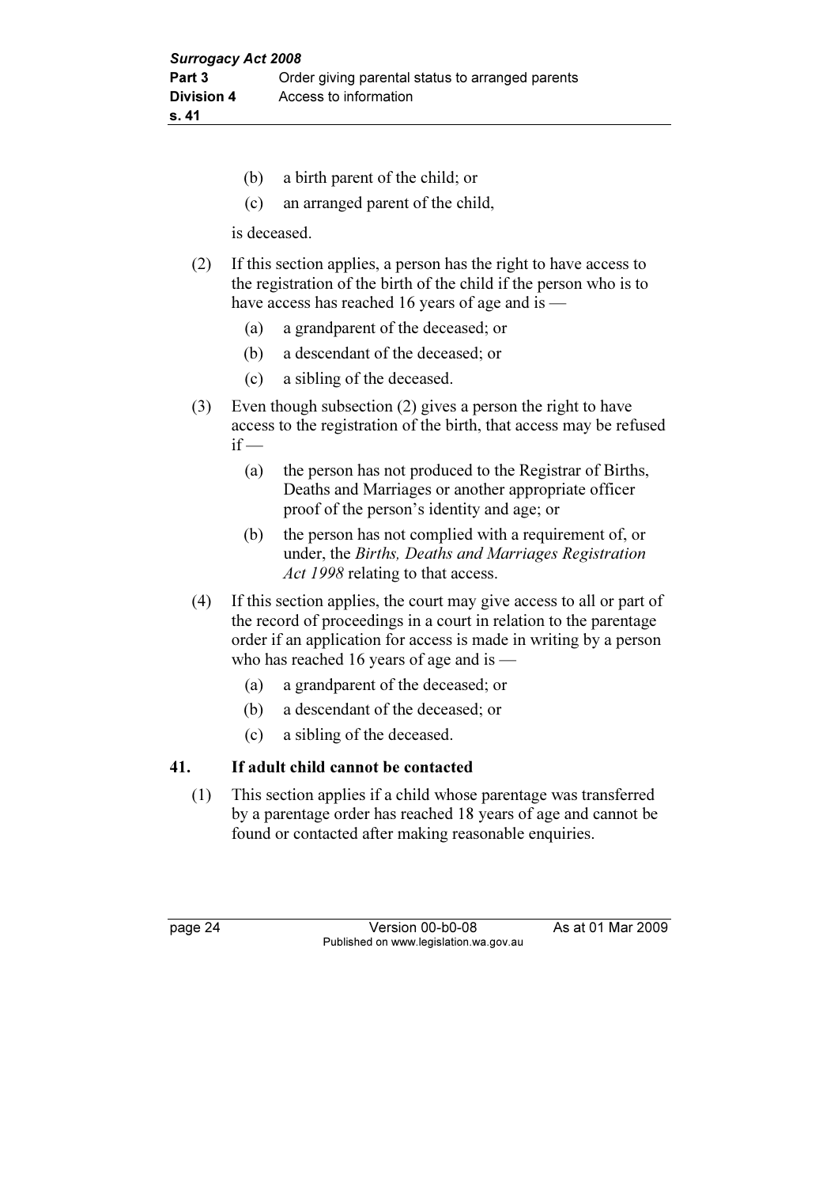(b) a birth parent of the child; or

(c) an arranged parent of the child,

is deceased.

(2) If this section applies, a person has the right to have access to the registration of the birth of the child if the person who is to have access has reached 16 years of age and is —

(a) a grandparent of the deceased; or

(b) a descendant of the deceased; or

(c) a sibling of the deceased.

(3) Even though subsection (2) gives a person the right to have access to the registration of the birth, that access may be refused if —

(a) the person has not produced to the Registrar of Births, Deaths and Marriages or another appropriate officer proof of the person's identity and age; or

(b) the person has not complied with a requirement of, or under, the *Births, Deaths and Marriages Registration Act 1998* relating to that access.

(4) If this section applies, the court may give access to all or part of the record of proceedings in a court in relation to the parentage order if an application for access is made in writing by a person who has reached 16 years of age and is —

(a) a grandparent of the deceased; or

(b) a descendant of the deceased; or

(c) a sibling of the deceased.

### 41. If adult child cannot be contacted

(1) This section applies if a child whose parentage was transferred by a parentage order has reached 18 years of age and cannot be found or contacted after making reasonable enquiries.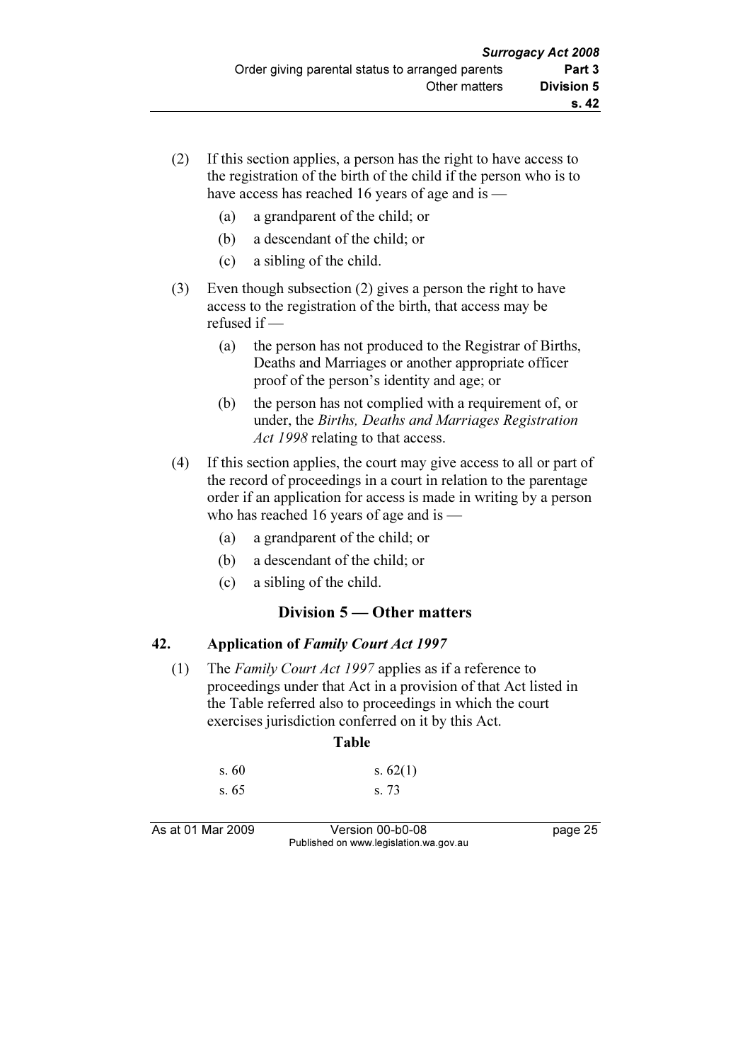(2) If this section applies, a person has the right to have access to the registration of the birth of the child if the person who is to have access has reached 16 years of age and is —

(a) a grandparent of the child; or

(b) a descendant of the child; or

(c) a sibling of the child.

(3) Even though subsection (2) gives a person the right to have access to the registration of the birth, that access may be refused if —

(a) the person has not produced to the Registrar of Births, Deaths and Marriages or another appropriate officer proof of the person's identity and age; or

(b) the person has not complied with a requirement of, or under, the *Births, Deaths and Marriages Registration Act 1998* relating to that access.

(4) If this section applies, the court may give access to all or part of the record of proceedings in a court in relation to the parentage order if an application for access is made in writing by a person who has reached 16 years of age and is —

(a) a grandparent of the child; or

(b) a descendant of the child; or

(c) a sibling of the child.

## Division 5 — Other matters

### 42. Application of *Family Court Act 1997*

(1) The *Family Court Act 1997* applies as if a reference to proceedings under that Act in a provision of that Act listed in the Table referred also to proceedings in which the court exercises jurisdiction conferred on it by this Act.

**Table**

| | |
|---|---|
| s. 60 | s. 62(1) |
| s. 65 | s. 73 |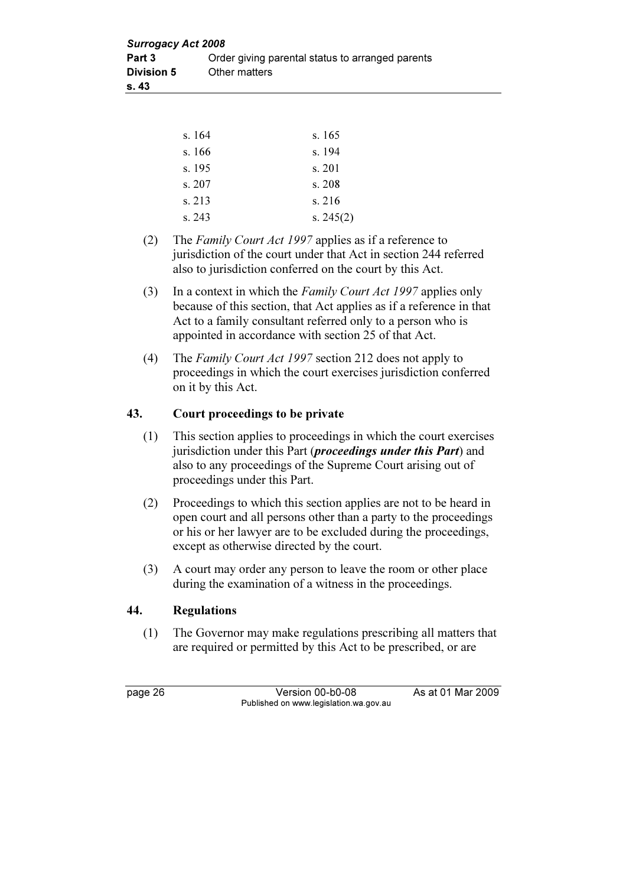| | |
|---|---|
| s. 164 | s. 165 |
| s. 166 | s. 194 |
| s. 195 | s. 201 |
| s. 207 | s. 208 |
| s. 213 | s. 216 |
| s. 243 | s. 245(2) |

(2) The *Family Court Act 1997* applies as if a reference to jurisdiction of the court under that Act in section 244 referred also to jurisdiction conferred on the court by this Act.

(3) In a context in which the *Family Court Act 1997* applies only because of this section, that Act applies as if a reference in that Act to a family consultant referred only to a person who is appointed in accordance with section 25 of that Act.

(4) The *Family Court Act 1997* section 212 does not apply to proceedings in which the court exercises jurisdiction conferred on it by this Act.

## 43. Court proceedings to be private

(1) This section applies to proceedings in which the court exercises jurisdiction under this Part (***proceedings under this Part***) and also to any proceedings of the Supreme Court arising out of proceedings under this Part.

(2) Proceedings to which this section applies are not to be heard in open court and all persons other than a party to the proceedings or his or her lawyer are to be excluded during the proceedings, except as otherwise directed by the court.

(3) A court may order any person to leave the room or other place during the examination of a witness in the proceedings.

## 44. Regulations

(1) The Governor may make regulations prescribing all matters that are required or permitted by this Act to be prescribed, or are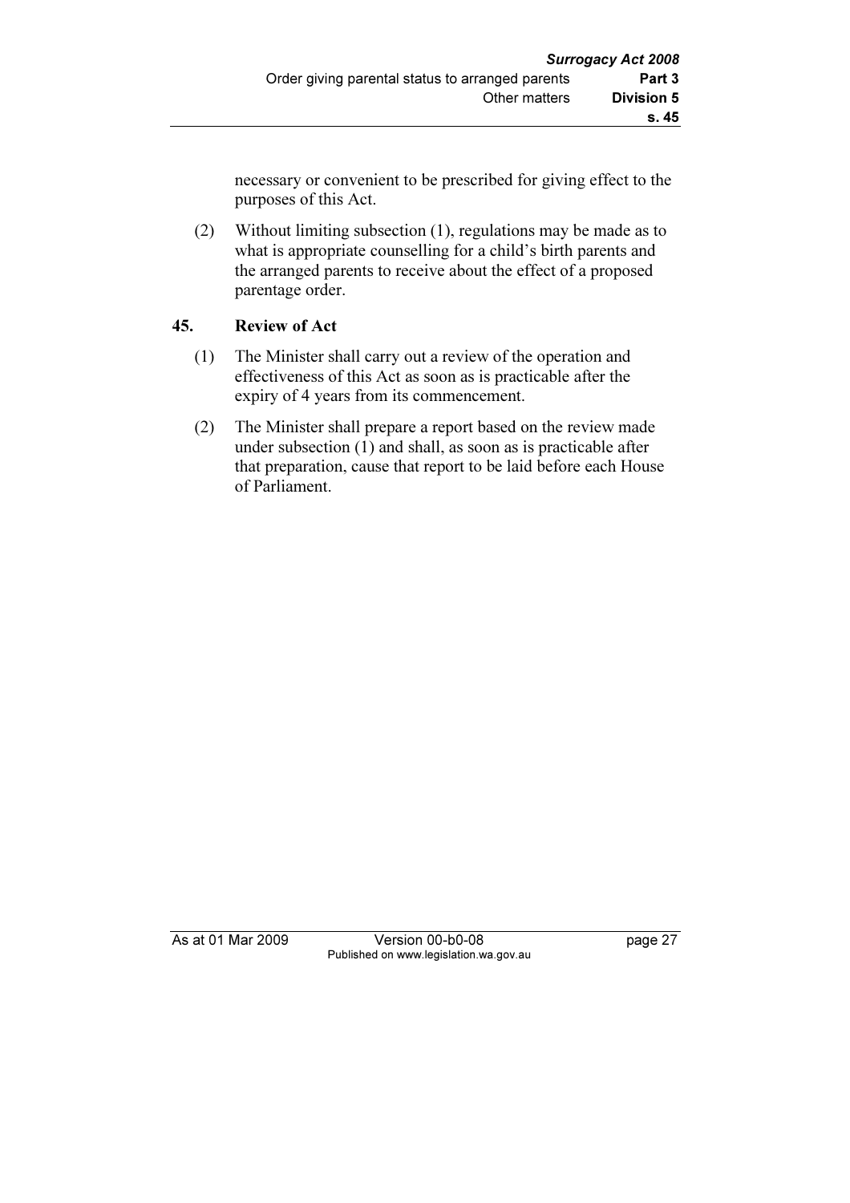necessary or convenient to be prescribed for giving effect to the purposes of this Act.

(2) Without limiting subsection (1), regulations may be made as to what is appropriate counselling for a child's birth parents and the arranged parents to receive about the effect of a proposed parentage order.

## 45. Review of Act

(1) The Minister shall carry out a review of the operation and effectiveness of this Act as soon as is practicable after the expiry of 4 years from its commencement.

(2) The Minister shall prepare a report based on the review made under subsection (1) and shall, as soon as is practicable after that preparation, cause that report to be laid before each House of Parliament.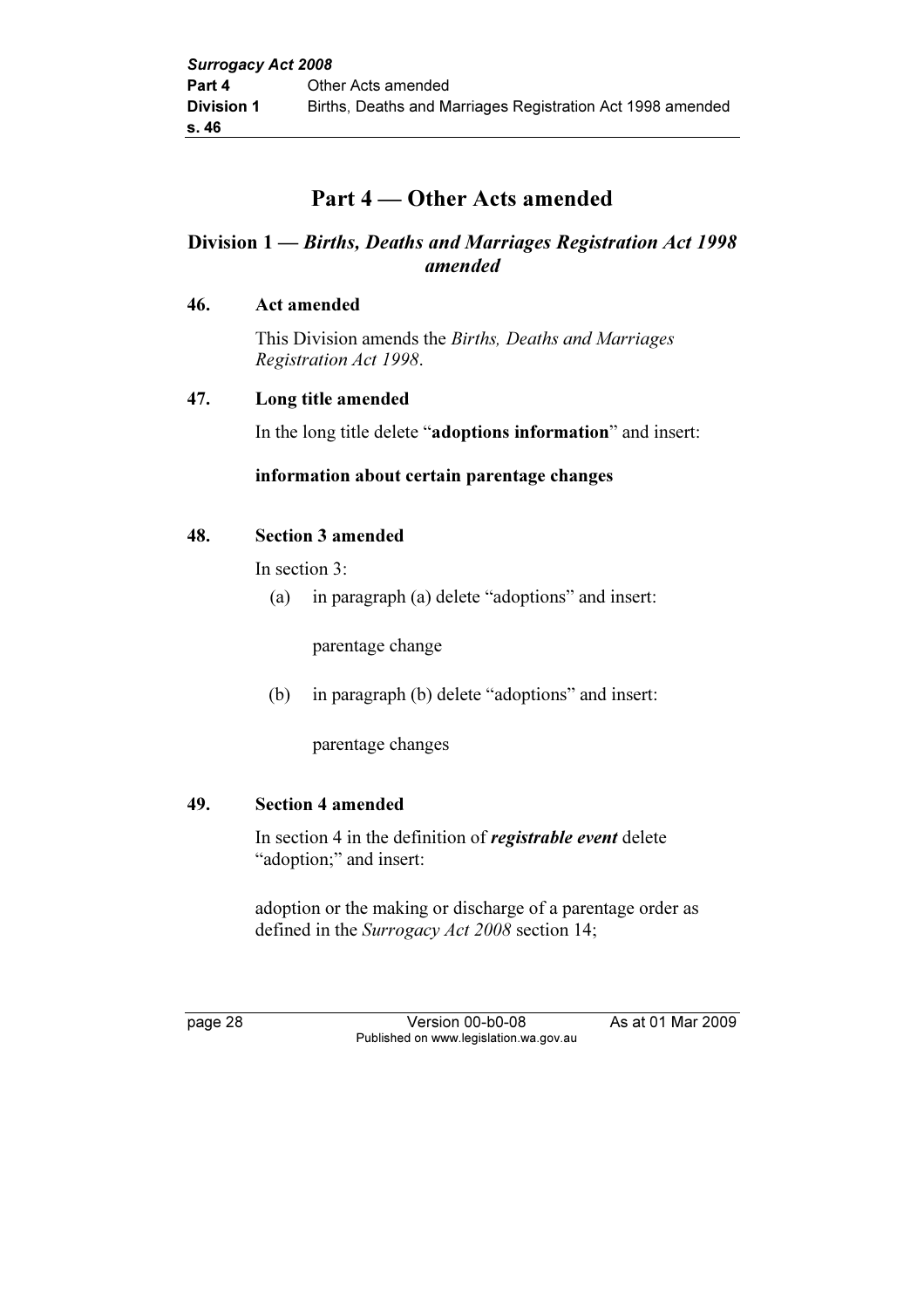# Part 4 — Other Acts amended

## Division 1 — *Births, Deaths and Marriages Registration Act 1998* amended

### 46. Act amended

This Division amends the *Births, Deaths and Marriages Registration Act 1998*.

### 47. Long title amended

In the long title delete "**adoptions information**" and insert:

**information about certain parentage changes**

### 48. Section 3 amended

In section 3:

(a) in paragraph (a) delete "adoptions" and insert:

parentage change

(b) in paragraph (b) delete "adoptions" and insert:

parentage changes

### 49. Section 4 amended

In section 4 in the definition of ***registrable event*** delete "adoption;" and insert:

adoption or the making or discharge of a parentage order as defined in the *Surrogacy Act 2008* section 14;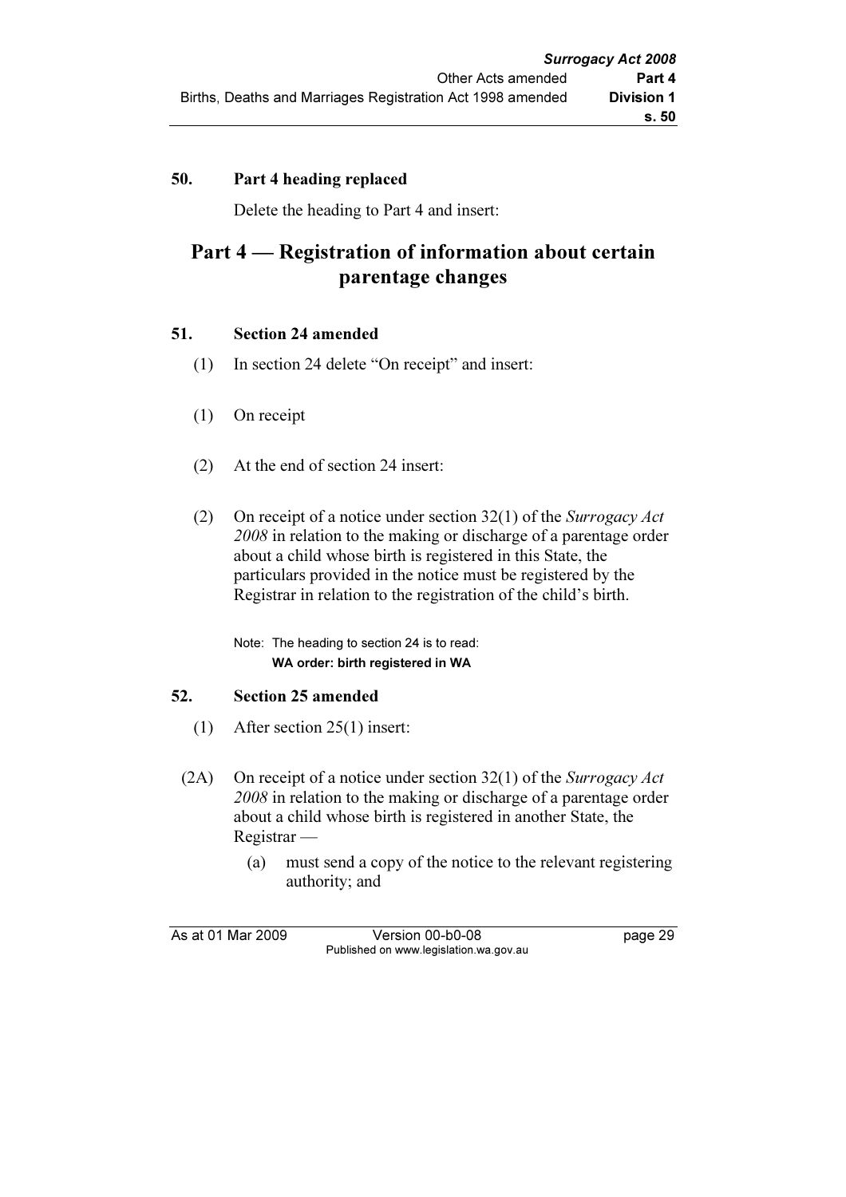**50. Part 4 heading replaced**

Delete the heading to Part 4 and insert:

## Part 4 — Registration of information about certain parentage changes

**51. Section 24 amended**

(1) In section 24 delete "On receipt" and insert:

(1) On receipt

(2) At the end of section 24 insert:

(2) On receipt of a notice under section 32(1) of the *Surrogacy Act 2008* in relation to the making or discharge of a parentage order about a child whose birth is registered in this State, the particulars provided in the notice must be registered by the Registrar in relation to the registration of the child's birth.

Note: The heading to section 24 is to read:
**WA order: birth registered in WA**

**52. Section 25 amended**

(1) After section 25(1) insert:

(2A) On receipt of a notice under section 32(1) of the *Surrogacy Act 2008* in relation to the making or discharge of a parentage order about a child whose birth is registered in another State, the Registrar —

(a) must send a copy of the notice to the relevant registering authority; and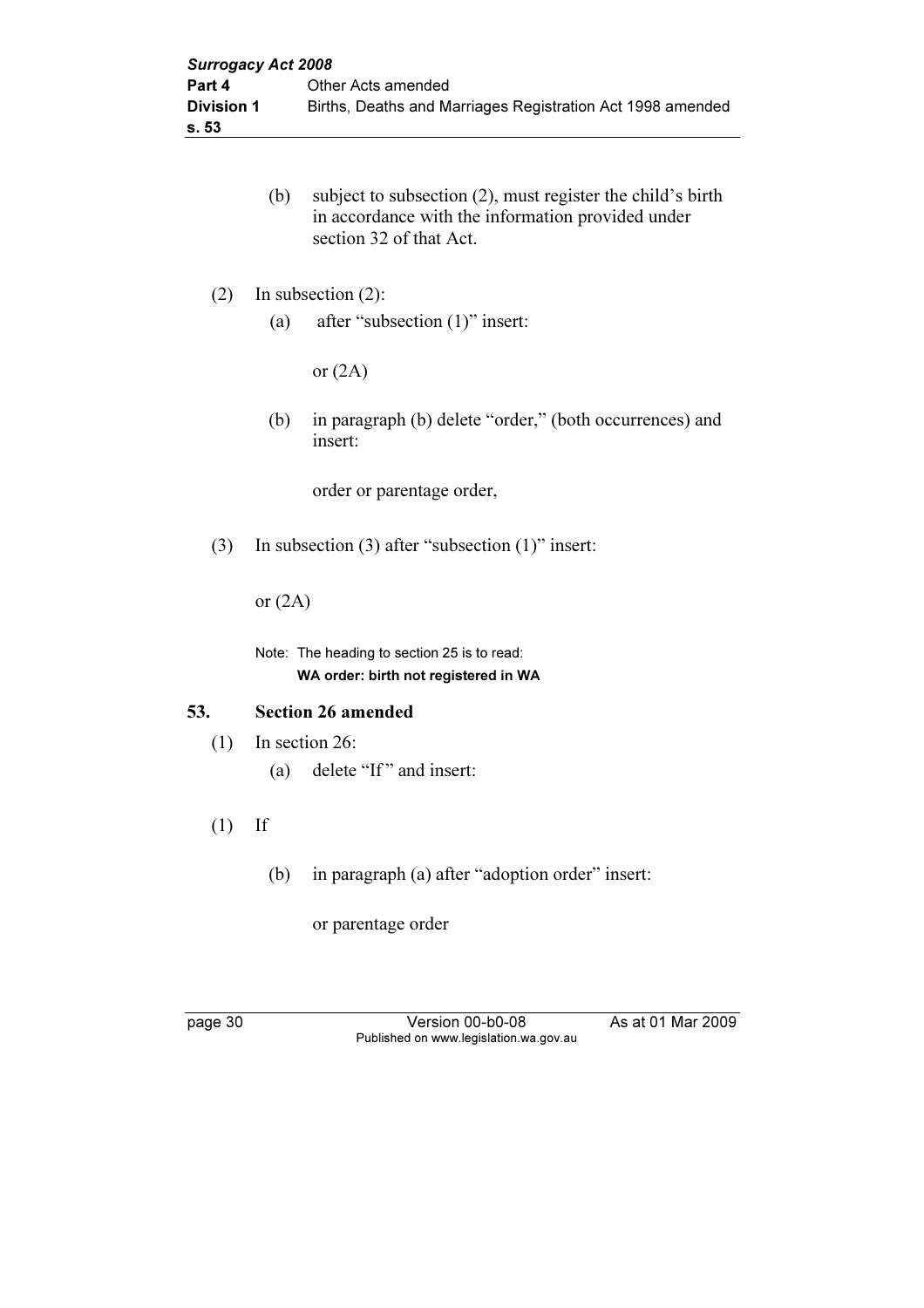(b) subject to subsection (2), must register the child's birth in accordance with the information provided under section 32 of that Act.

(2) In subsection (2):

(a) after "subsection (1)" insert:

or (2A)

(b) in paragraph (b) delete "order," (both occurrences) and insert:

order or parentage order,

(3) In subsection (3) after "subsection (1)" insert:

or (2A)

Note: The heading to section 25 is to read:
**WA order: birth not registered in WA**

## 53. Section 26 amended

(1) In section 26:

(a) delete "If" and insert:

(1) If

(b) in paragraph (a) after "adoption order" insert:

or parentage order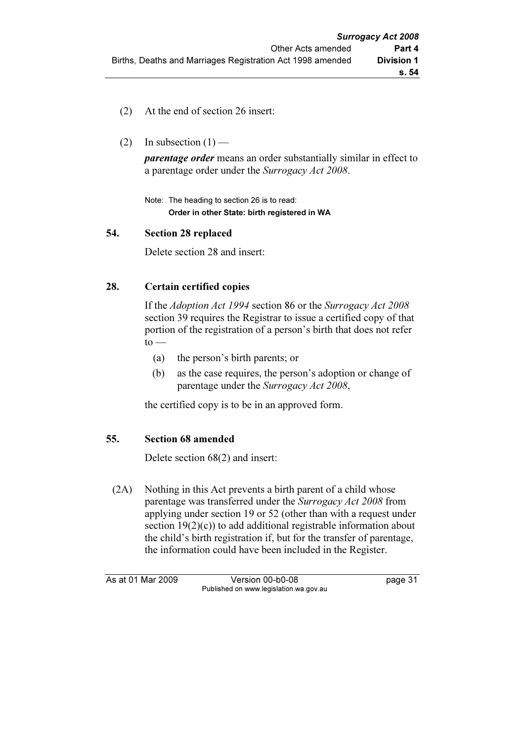(2) At the end of section 26 insert:

(2) In subsection (1) —

***parentage order*** means an order substantially similar in effect to a parentage order under the *Surrogacy Act 2008*.

Note: The heading to section 26 is to read:
**Order in other State: birth registered in WA**

### 54. Section 28 replaced

Delete section 28 and insert:

### 28. Certain certified copies

If the *Adoption Act 1994* section 86 or the *Surrogacy Act 2008* section 39 requires the Registrar to issue a certified copy of that portion of the registration of a person's birth that does not refer to —

(a) the person's birth parents; or

(b) as the case requires, the person's adoption or change of parentage under the *Surrogacy Act 2008*,

the certified copy is to be in an approved form.

### 55. Section 68 amended

Delete section 68(2) and insert:

(2A) Nothing in this Act prevents a birth parent of a child whose parentage was transferred under the *Surrogacy Act 2008* from applying under section 19 or 52 (other than with a request under section 19(2)(c)) to add additional registrable information about the child's birth registration if, but for the transfer of parentage, the information could have been included in the Register.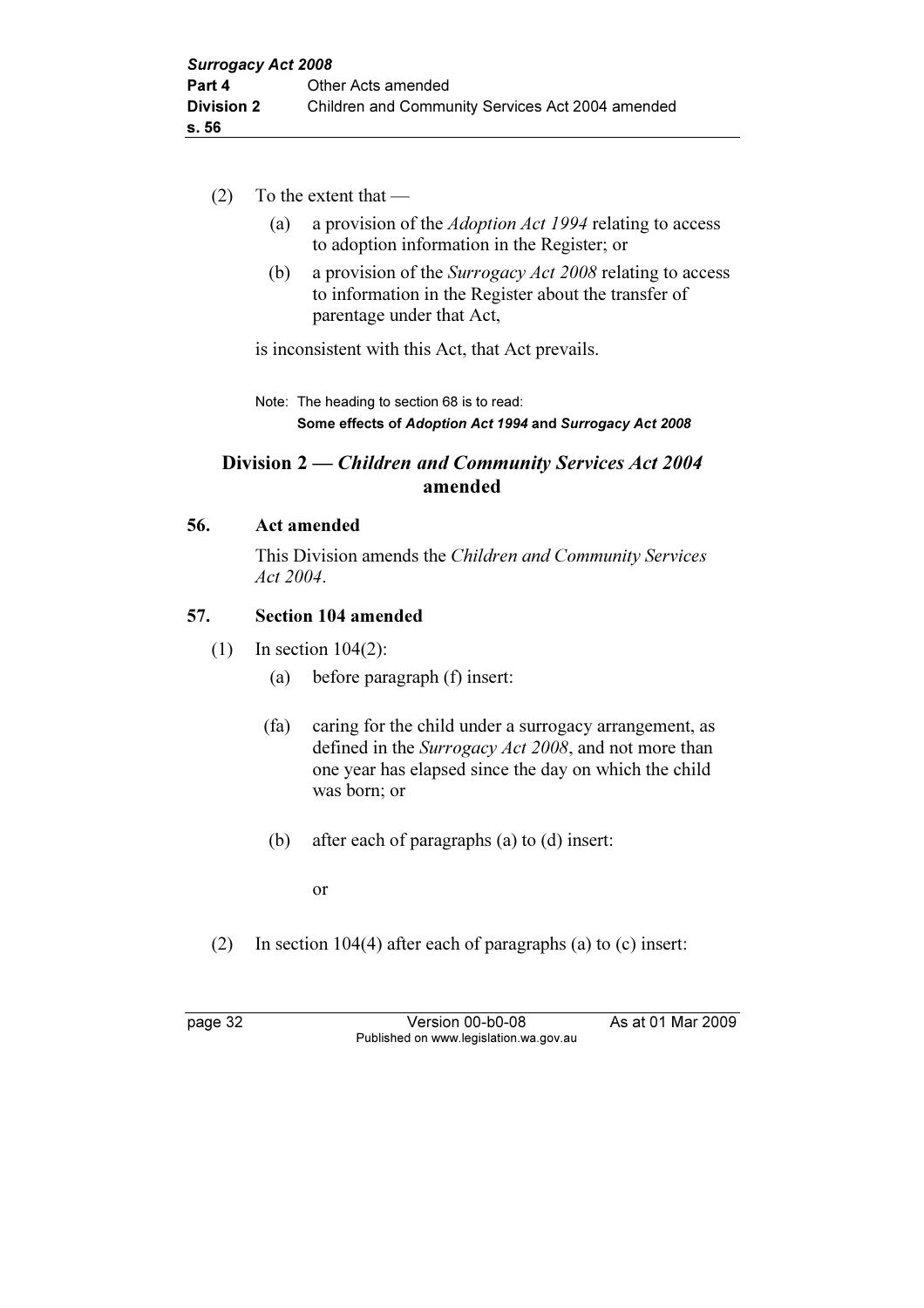(2) To the extent that —

(a) a provision of the *Adoption Act 1994* relating to access to adoption information in the Register; or

(b) a provision of the *Surrogacy Act 2008* relating to access to information in the Register about the transfer of parentage under that Act,

is inconsistent with this Act, that Act prevails.

Note: The heading to section 68 is to read:
**Some effects of *Adoption Act 1994* and *Surrogacy Act 2008***

## Division 2 — *Children and Community Services Act 2004* amended

### 56. Act amended

This Division amends the *Children and Community Services Act 2004*.

### 57. Section 104 amended

(1) In section 104(2):

(a) before paragraph (f) insert:

(fa) caring for the child under a surrogacy arrangement, as defined in the *Surrogacy Act 2008*, and not more than one year has elapsed since the day on which the child was born; or

(b) after each of paragraphs (a) to (d) insert:

or

(2) In section 104(4) after each of paragraphs (a) to (c) insert: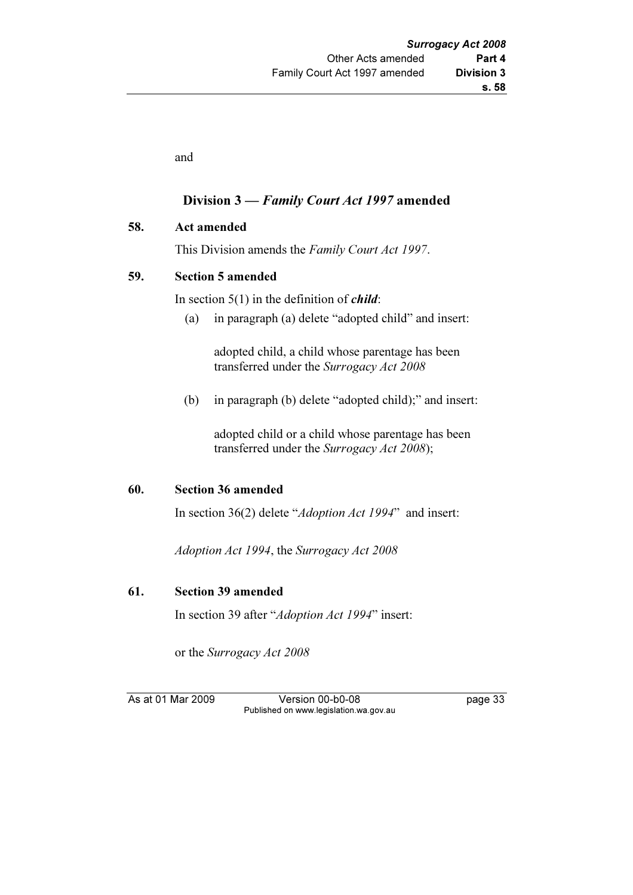and

## Division 3 — *Family Court Act 1997* amended

### 58. Act amended

This Division amends the *Family Court Act 1997*.

### 59. Section 5 amended

In section 5(1) in the definition of ***child***:

(a) in paragraph (a) delete "adopted child" and insert:

adopted child, a child whose parentage has been transferred under the *Surrogacy Act 2008*

(b) in paragraph (b) delete "adopted child);" and insert:

adopted child or a child whose parentage has been transferred under the *Surrogacy Act 2008*);

### 60. Section 36 amended

In section 36(2) delete "*Adoption Act 1994*" and insert:

*Adoption Act 1994*, the *Surrogacy Act 2008*

### 61. Section 39 amended

In section 39 after "*Adoption Act 1994*" insert:

or the *Surrogacy Act 2008*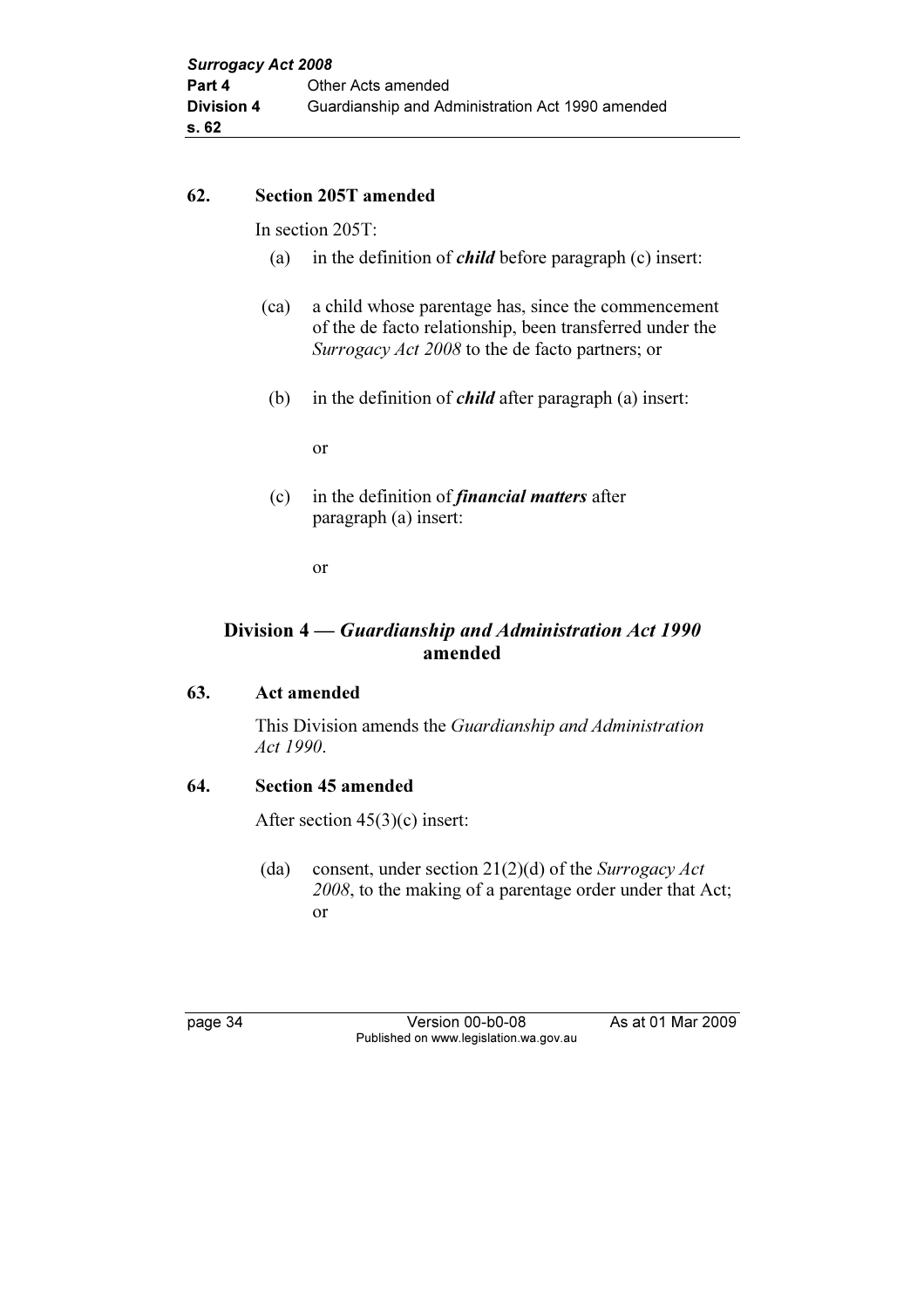## 62. Section 205T amended

In section 205T:

(a) in the definition of ***child*** before paragraph (c) insert:

> (ca) a child whose parentage has, since the commencement of the de facto relationship, been transferred under the *Surrogacy Act 2008* to the de facto partners; or

(b) in the definition of ***child*** after paragraph (a) insert:

> or

(c) in the definition of ***financial matters*** after paragraph (a) insert:

> or

# Division 4 — *Guardianship and Administration Act 1990* amended

## 63. Act amended

This Division amends the *Guardianship and Administration Act 1990*.

## 64. Section 45 amended

After section 45(3)(c) insert:

> (da) consent, under section 21(2)(d) of the *Surrogacy Act 2008*, to the making of a parentage order under that Act; or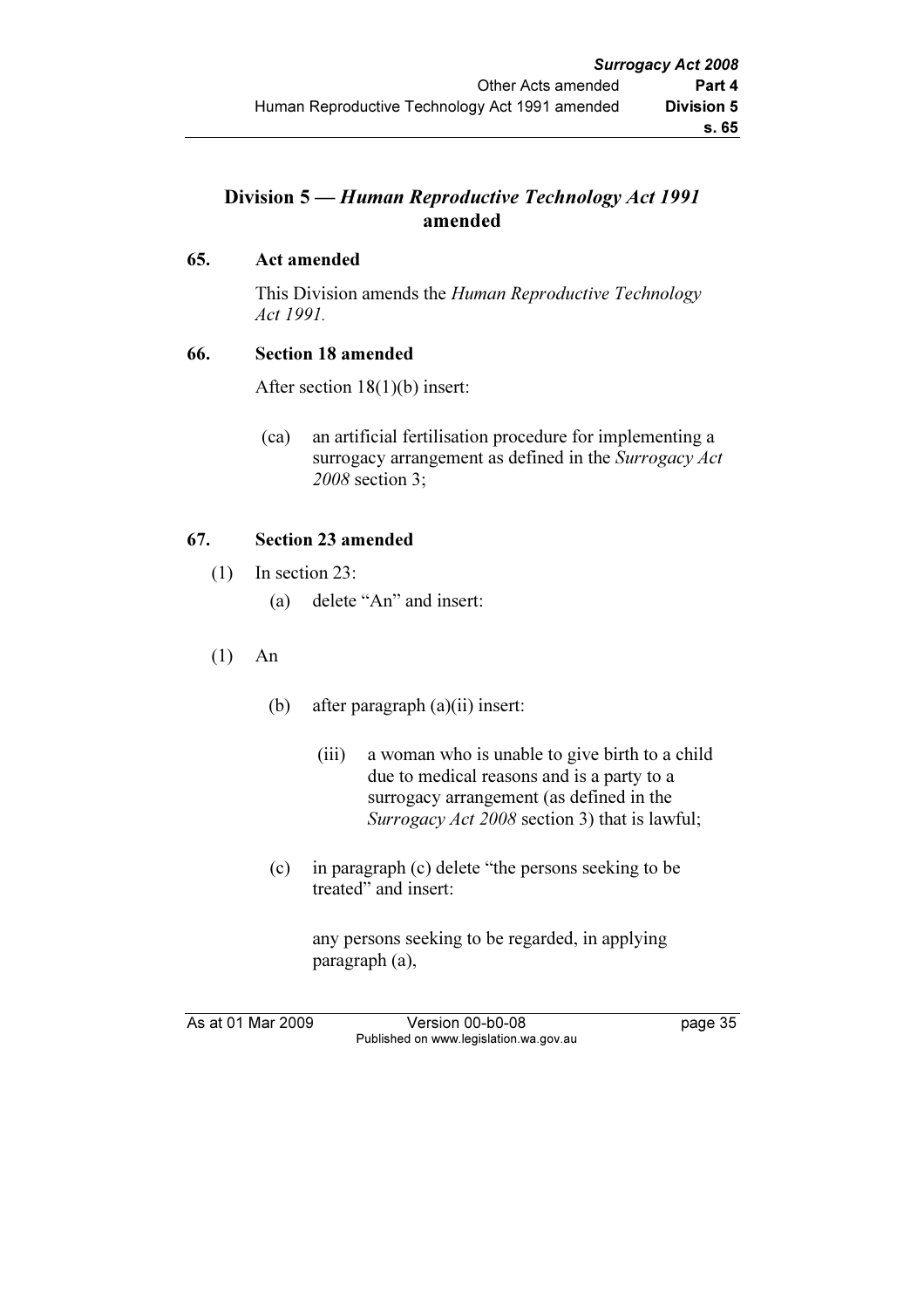## Division 5 — *Human Reproductive Technology Act 1991* amended

### 65. Act amended

This Division amends the *Human Reproductive Technology Act 1991.*

### 66. Section 18 amended

After section 18(1)(b) insert:

(ca) an artificial fertilisation procedure for implementing a surrogacy arrangement as defined in the *Surrogacy Act 2008* section 3;

### 67. Section 23 amended

(1) In section 23:

(a) delete "An" and insert:

(1) An

(b) after paragraph (a)(ii) insert:

(iii) a woman who is unable to give birth to a child due to medical reasons and is a party to a surrogacy arrangement (as defined in the *Surrogacy Act 2008* section 3) that is lawful;

(c) in paragraph (c) delete "the persons seeking to be treated" and insert:

any persons seeking to be regarded, in applying paragraph (a),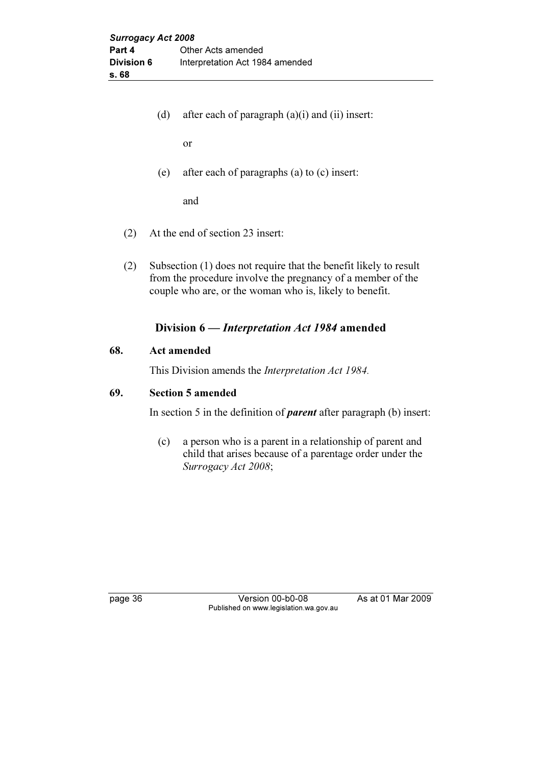(d) after each of paragraph (a)(i) and (ii) insert:

or

(e) after each of paragraphs (a) to (c) insert:

and

(2) At the end of section 23 insert:

(2) Subsection (1) does not require that the benefit likely to result from the procedure involve the pregnancy of a member of the couple who are, or the woman who is, likely to benefit.

## Division 6 — *Interpretation Act 1984* amended

### 68. Act amended

This Division amends the *Interpretation Act 1984.*

### 69. Section 5 amended

In section 5 in the definition of ***parent*** after paragraph (b) insert:

(c) a person who is a parent in a relationship of parent and child that arises because of a parentage order under the *Surrogacy Act 2008*;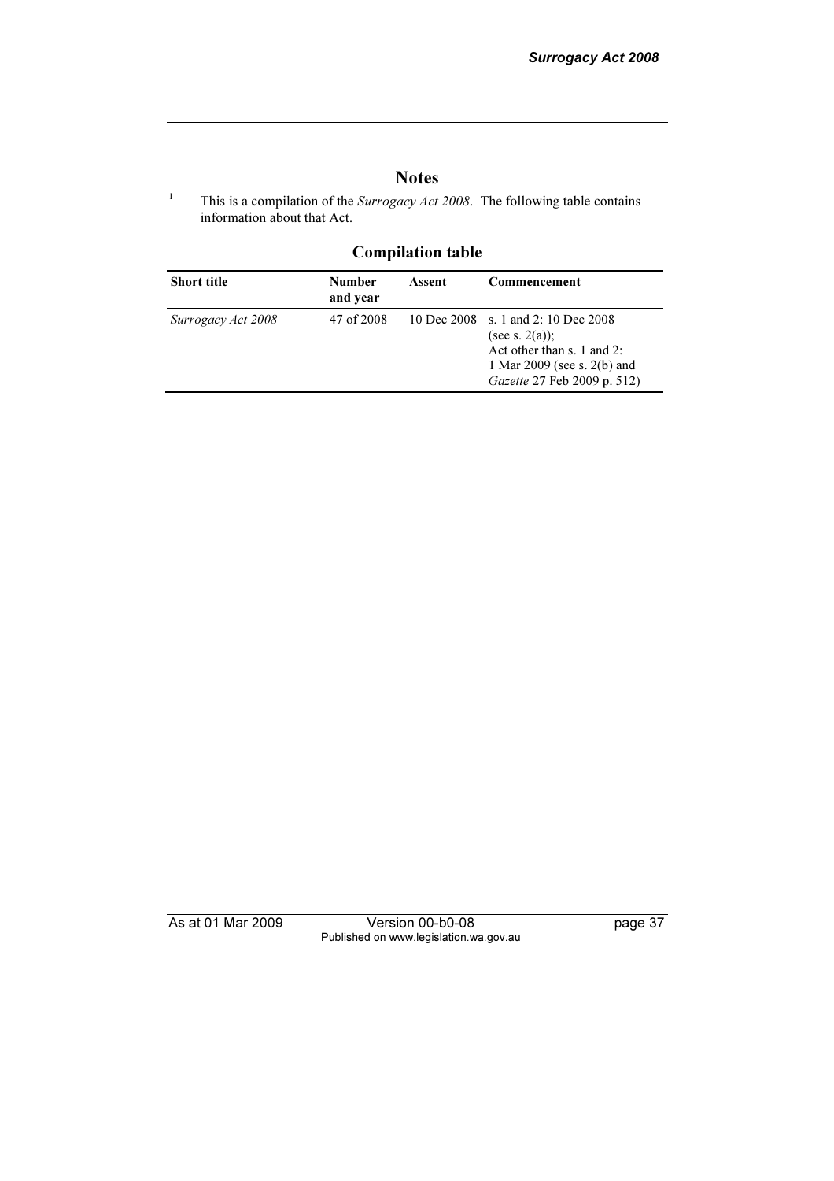## Notes

[1] This is a compilation of the *Surrogacy Act 2008*. The following table contains information about that Act.

### Compilation table

| Short title | Number and year | Assent | Commencement |
|---|---|---|---|
| *Surrogacy Act 2008* | 47 of 2008 | 10 Dec 2008 | s. 1 and 2: 10 Dec 2008 (see s. 2(a)); Act other than s. 1 and 2: 1 Mar 2009 (see s. 2(b) and *Gazette* 27 Feb 2009 p. 512) |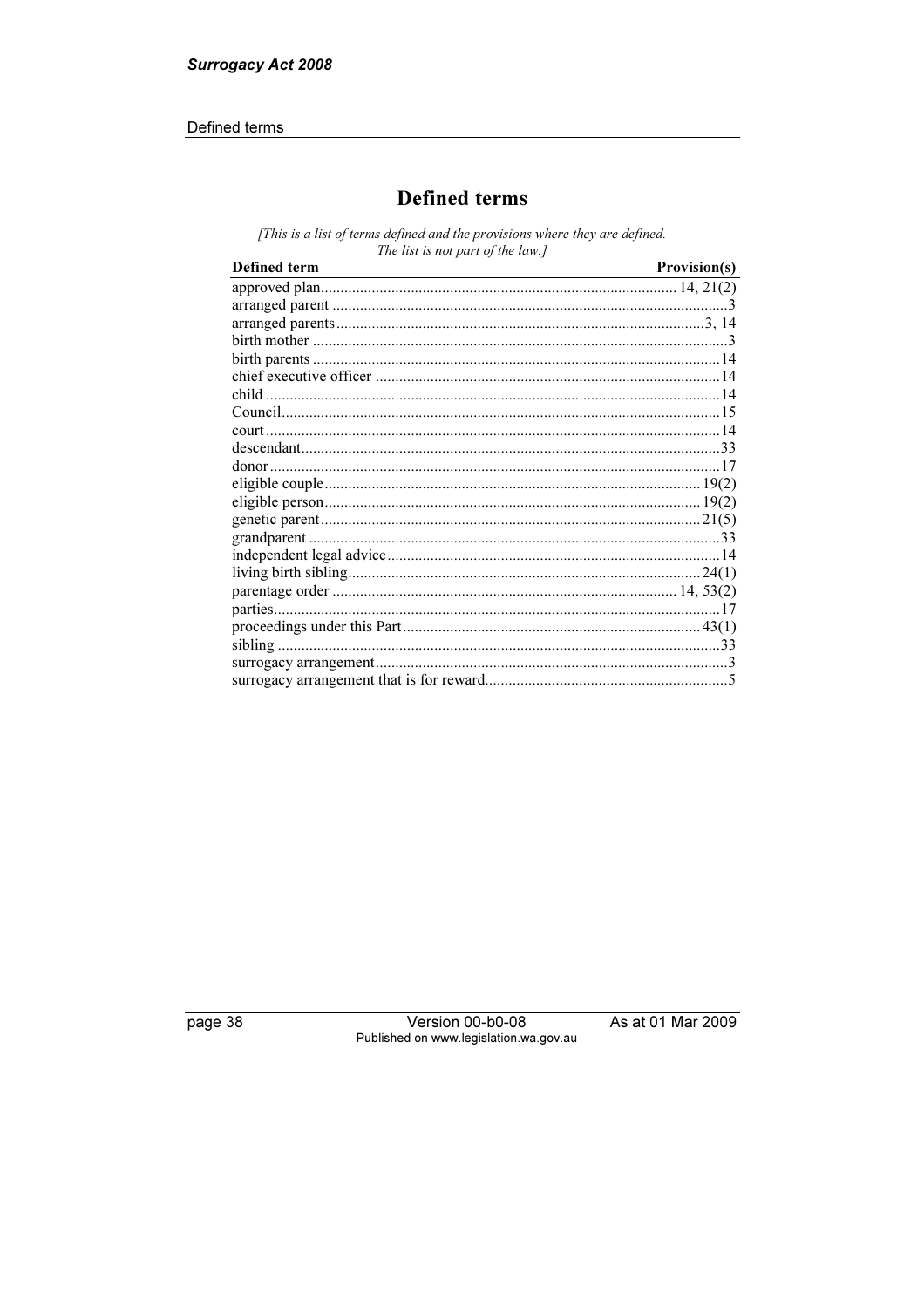# Defined terms

*[This is a list of terms defined and the provisions where they are defined. The list is not part of the law.]*

| Defined term | Provision(s) |
|---|---|
| approved plan | 14, 21(2) |
| arranged parent | 3 |
| arranged parents | 3, 14 |
| birth mother | 3 |
| birth parents | 14 |
| chief executive officer | 14 |
| child | 14 |
| Council | 15 |
| court | 14 |
| descendant | 33 |
| donor | 17 |
| eligible couple | 19(2) |
| eligible person | 19(2) |
| genetic parent | 21(5) |
| grandparent | 33 |
| independent legal advice | 14 |
| living birth sibling | 24(1) |
| parentage order | 14, 53(2) |
| parties | 17 |
| proceedings under this Part | 43(1) |
| sibling | 33 |
| surrogacy arrangement | 3 |
| surrogacy arrangement that is for reward | 5 |